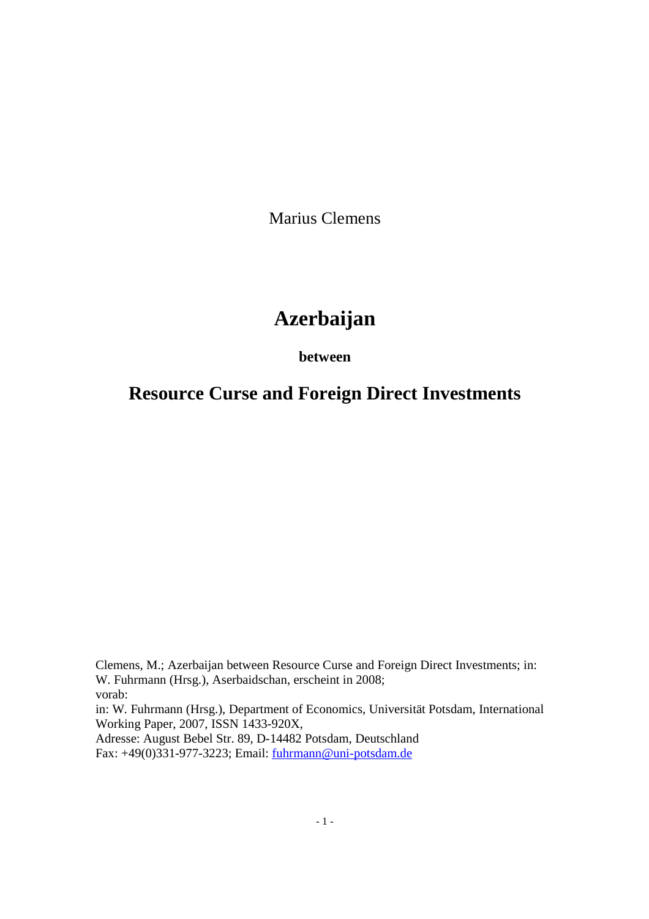Marius Clemens

# Azerbaijan

**between**

# Resource Curse and Foreign Direct Investments

Clemens, M.; Azerbaijan between Resource Curse and Foreign Direct Investments; in:
W. Fuhrmann (Hrsg.), Aserbaidschan, erscheint in 2008;
vorab:
in: W. Fuhrmann (Hrsg.), Department of Economics, Universität Potsdam, International Working Paper, 2007, ISSN 1433-920X,
Adresse: August Bebel Str. 89, D-14482 Potsdam, Deutschland
Fax: +49(0)331-977-3223; Email: fuhrmann@uni-potsdam.de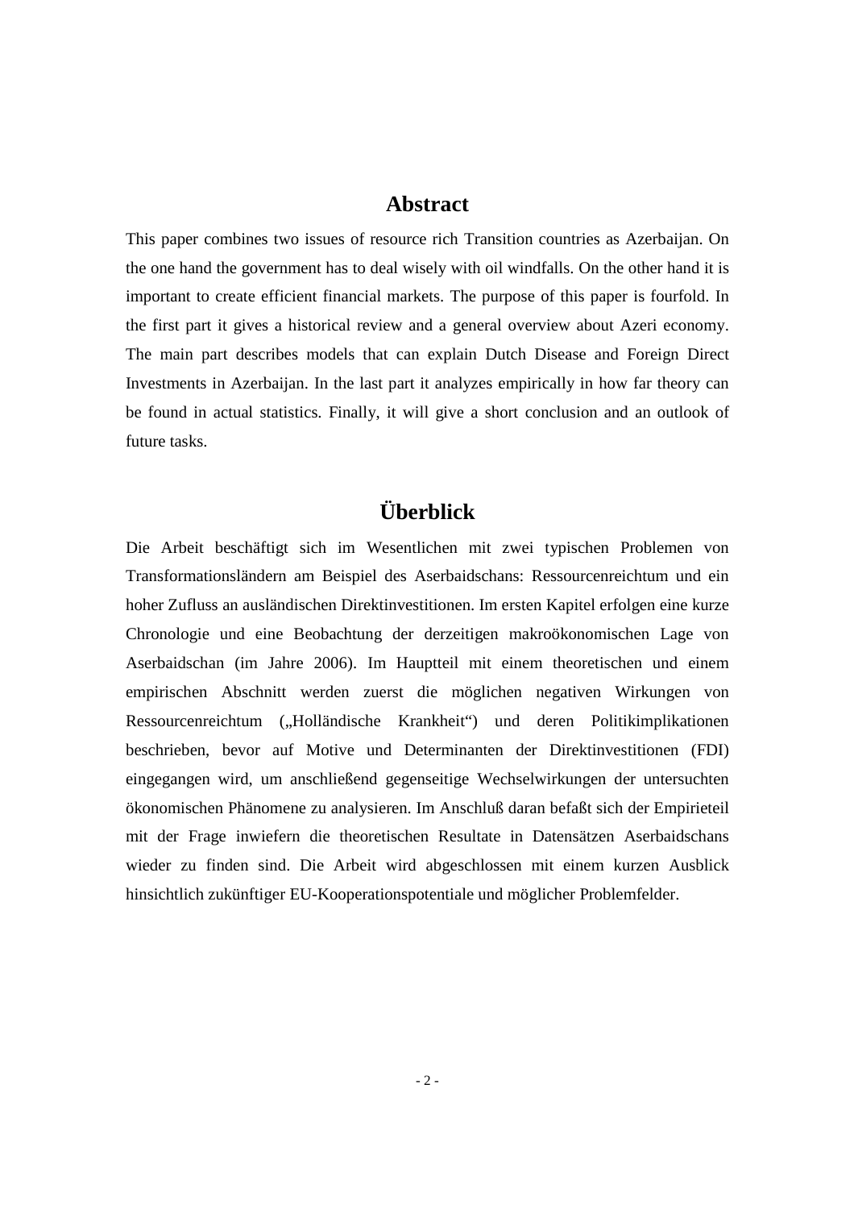## Abstract

This paper combines two issues of resource rich Transition countries as Azerbaijan. On the one hand the government has to deal wisely with oil windfalls. On the other hand it is important to create efficient financial markets. The purpose of this paper is fourfold. In the first part it gives a historical review and a general overview about Azeri economy. The main part describes models that can explain Dutch Disease and Foreign Direct Investments in Azerbaijan. In the last part it analyzes empirically in how far theory can be found in actual statistics. Finally, it will give a short conclusion and an outlook of future tasks.

## Überblick

Die Arbeit beschäftigt sich im Wesentlichen mit zwei typischen Problemen von Transformationsländern am Beispiel des Aserbaidschans: Ressourcenreichtum und ein hoher Zufluss an ausländischen Direktinvestitionen. Im ersten Kapitel erfolgen eine kurze Chronologie und eine Beobachtung der derzeitigen makroökonomischen Lage von Aserbaidschan (im Jahre 2006). Im Hauptteil mit einem theoretischen und einem empirischen Abschnitt werden zuerst die möglichen negativen Wirkungen von Ressourcenreichtum („Holländische Krankheit“) und deren Politikimplikationen beschrieben, bevor auf Motive und Determinanten der Direktinvestitionen (FDI) eingegangen wird, um anschließend gegenseitige Wechselwirkungen der untersuchten ökonomischen Phänomene zu analysieren. Im Anschluß daran befaßt sich der Empirieteil mit der Frage inwiefern die theoretischen Resultate in Datensätzen Aserbaidschans wieder zu finden sind. Die Arbeit wird abgeschlossen mit einem kurzen Ausblick hinsichtlich zukünftiger EU-Kooperationspotentiale und möglicher Problemfelder.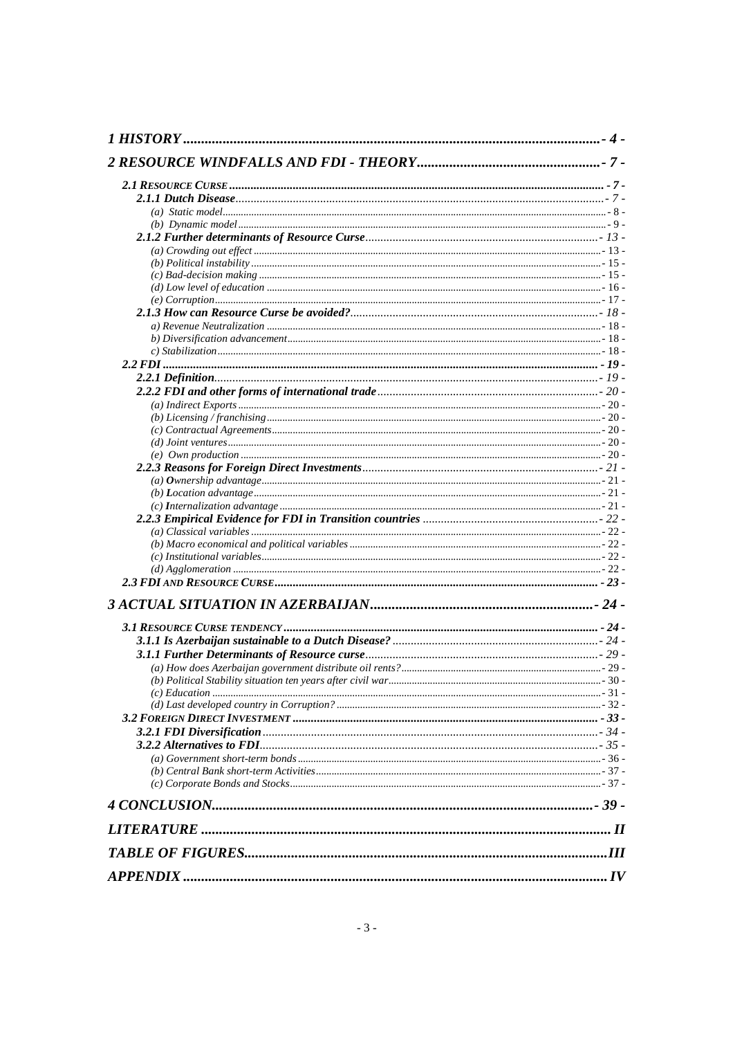**1 HISTORY** ..... - 4 -

**2 RESOURCE WINDFALLS AND FDI - THEORY** ..... - 7 -

- **2.1 RESOURCE CURSE** ..... - 7 -
  - **2.1.1 Dutch Disease** ..... - 7 -
    - *(a) Static model* ..... - 8 -
    - *(b) Dynamic model* ..... - 9 -
  - **2.1.2 Further determinants of Resource Curse** ..... - 13 -
    - *(a) Crowding out effect* ..... - 13 -
    - *(b) Political instability* ..... - 15 -
    - *(c) Bad-decision making* ..... - 15 -
    - *(d) Low level of education* ..... - 16 -
    - *(e) Corruption* ..... - 17 -
  - **2.1.3 How can Resource Curse be avoided?** ..... - 18 -
    - *a) Revenue Neutralization* ..... - 18 -
    - *b) Diversification advancement* ..... - 18 -
    - *c) Stabilization* ..... - 18 -
- **2.2 FDI** ..... - 19 -
  - **2.2.1 Definition** ..... - 19 -
  - **2.2.2 FDI and other forms of international trade** ..... - 20 -
    - *(a) Indirect Exports* ..... - 20 -
    - *(b) Licensing / franchising* ..... - 20 -
    - *(c) Contractual Agreements* ..... - 20 -
    - *(d) Joint ventures* ..... - 20 -
    - *(e) Own production* ..... - 20 -
  - **2.2.3 Reasons for Foreign Direct Investments** ..... - 21 -
    - *(a) **O**wnership advantage* ..... - 21 -
    - *(b) **L**ocation advantage* ..... - 21 -
    - *(c) **I**nternalization advantage* ..... - 21 -
  - **2.2.3 Empirical Evidence for FDI in Transition countries** ..... - 22 -
    - *(a) Classical variables* ..... - 22 -
    - *(b) Macro economical and political variables* ..... - 22 -
    - *(c) Institutional variables* ..... - 22 -
    - *(d) Agglomeration* ..... - 22 -
- **2.3 FDI AND RESOURCE CURSE** ..... - 23 -

**3 ACTUAL SITUATION IN AZERBAIJAN** ..... - 24 -

- **3.1 RESOURCE CURSE TENDENCY** ..... - 24 -
  - **3.1.1 Is Azerbaijan sustainable to a Dutch Disease?** ..... - 24 -
  - **3.1.1 Further Determinants of Resource curse** ..... - 29 -
    - *(a) How does Azerbaijan government distribute oil rents?* ..... - 29 -
    - *(b) Political Stability situation ten years after civil war* ..... - 30 -
    - *(c) Education* ..... - 31 -
    - *(d) Last developed country in Corruption?* ..... - 32 -
- **3.2 FOREIGN DIRECT INVESTMENT** ..... - 33 -
  - **3.2.1 FDI Diversification** ..... - 34 -
  - **3.2.2 Alternatives to FDI** ..... - 35 -
    - *(a) Government short-term bonds* ..... - 36 -
    - *(b) Central Bank short-term Activities* ..... - 37 -
    - *(c) Corporate Bonds and Stocks* ..... - 37 -

**4 CONCLUSION** ..... - 39 -

**LITERATURE** ..... II

**TABLE OF FIGURES** ..... III

**APPENDIX** ..... IV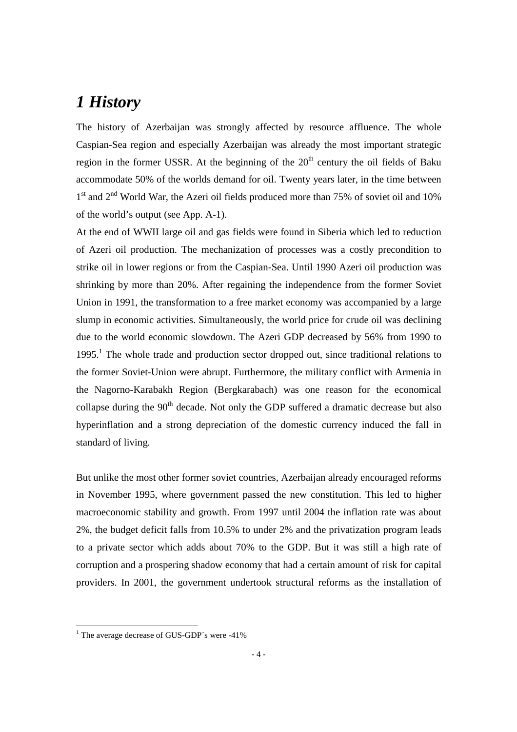# *1 History*

The history of Azerbaijan was strongly affected by resource affluence. The whole Caspian-Sea region and especially Azerbaijan was already the most important strategic region in the former USSR. At the beginning of the $20^{th}$ century the oil fields of Baku accommodate 50% of the worlds demand for oil. Twenty years later, in the time between $1^{st}$ and $2^{nd}$ World War, the Azeri oil fields produced more than 75% of soviet oil and 10% of the world's output (see App. A-1).

At the end of WWII large oil and gas fields were found in Siberia which led to reduction of Azeri oil production. The mechanization of processes was a costly precondition to strike oil in lower regions or from the Caspian-Sea. Until 1990 Azeri oil production was shrinking by more than 20%. After regaining the independence from the former Soviet Union in 1991, the transformation to a free market economy was accompanied by a large slump in economic activities. Simultaneously, the world price for crude oil was declining due to the world economic slowdown. The Azeri GDP decreased by 56% from 1990 to 1995.[1] The whole trade and production sector dropped out, since traditional relations to the former Soviet-Union were abrupt. Furthermore, the military conflict with Armenia in the Nagorno-Karabakh Region (Bergkarabach) was one reason for the economical collapse during the $90^{th}$ decade. Not only the GDP suffered a dramatic decrease but also hyperinflation and a strong depreciation of the domestic currency induced the fall in standard of living.

But unlike the most other former soviet countries, Azerbaijan already encouraged reforms in November 1995, where government passed the new constitution. This led to higher macroeconomic stability and growth. From 1997 until 2004 the inflation rate was about 2%, the budget deficit falls from 10.5% to under 2% and the privatization program leads to a private sector which adds about 70% to the GDP. But it was still a high rate of corruption and a prospering shadow economy that had a certain amount of risk for capital providers. In 2001, the government undertook structural reforms as the installation of

[1] The average decrease of GUS-GDP´s were -41%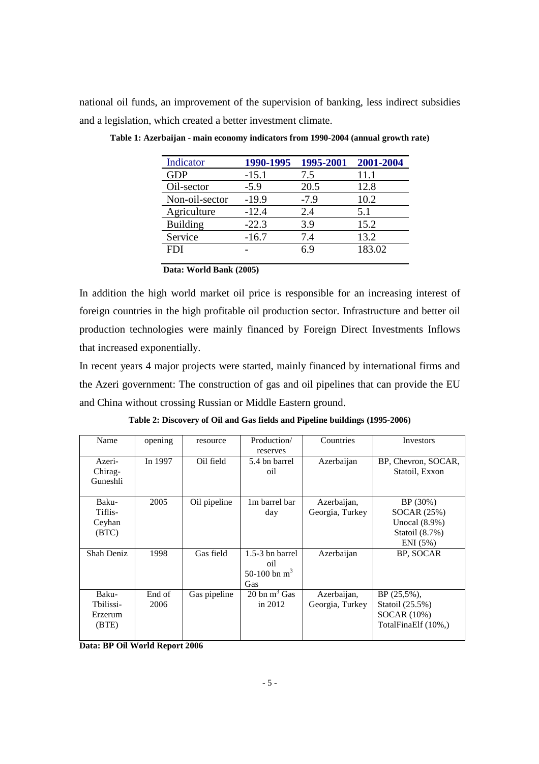national oil funds, an improvement of the supervision of banking, less indirect subsidies and a legislation, which created a better investment climate.

**Table 1: Azerbaijan - main economy indicators from 1990-2004 (annual growth rate)**

| Indicator | 1990-1995 | 1995-2001 | 2001-2004 |
|---|---|---|---|
| GDP | -15.1 | 7.5 | 11.1 |
| Oil-sector | -5.9 | 20.5 | 12.8 |
| Non-oil-sector | -19.9 | -7.9 | 10.2 |
| Agriculture | -12.4 | 2.4 | 5.1 |
| Building | -22.3 | 3.9 | 15.2 |
| Service | -16.7 | 7.4 | 13.2 |
| FDI | - | 6.9 | 183.02 |

**Data: World Bank (2005)**

In addition the high world market oil price is responsible for an increasing interest of foreign countries in the high profitable oil production sector. Infrastructure and better oil production technologies were mainly financed by Foreign Direct Investments Inflows that increased exponentially.

In recent years 4 major projects were started, mainly financed by international firms and the Azeri government: The construction of gas and oil pipelines that can provide the EU and China without crossing Russian or Middle Eastern ground.

**Table 2: Discovery of Oil and Gas fields and Pipeline buildings (1995-2006)**

| Name | opening | resource | Production/ reserves | Countries | Investors |
|---|---|---|---|---|---|
| Azeri-Chirag-Guneshli | In 1997 | Oil field | 5.4 bn barrel oil | Azerbaijan | BP, Chevron, SOCAR, Statoil, Exxon |
| Baku-Tiflis-Ceyhan (BTC) | 2005 | Oil pipeline | 1m barrel bar day | Azerbaijan, Georgia, Turkey | BP (30%) SOCAR (25%) Unocal (8.9%) Statoil (8.7%) ENI (5%) |
| Shah Deniz | 1998 | Gas field | 1.5-3 bn barrel oil 50-100 bn $m^3$ Gas | Azerbaijan | BP, SOCAR |
| Baku-Tbilissi-Erzerum (BTE) | End of 2006 | Gas pipeline | 20 bn $m^3$ Gas in 2012 | Azerbaijan, Georgia, Turkey | BP (25,5%), Statoil (25.5%) SOCAR (10%) TotalFinaElf (10%,) |

**Data: BP Oil World Report 2006**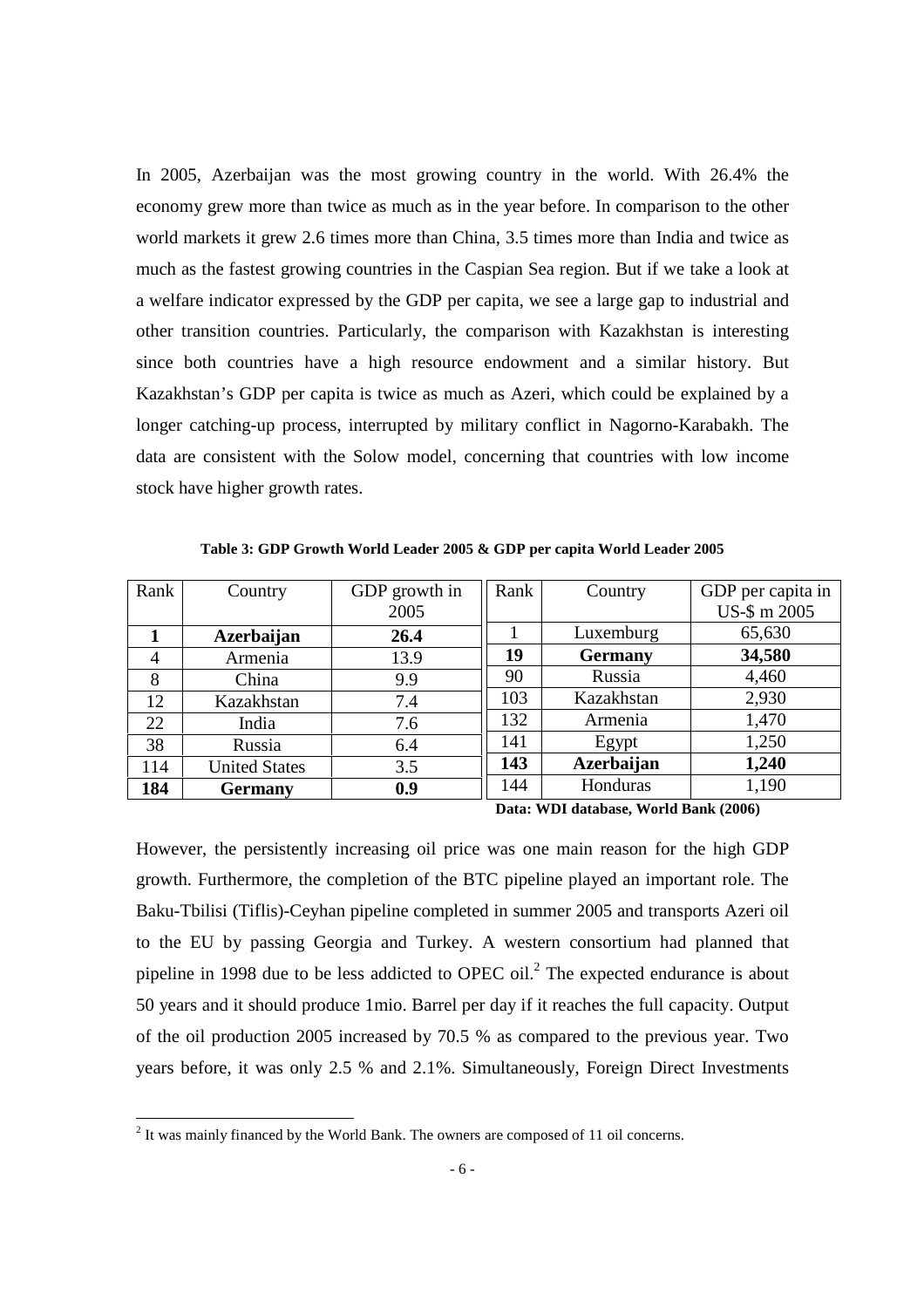In 2005, Azerbaijan was the most growing country in the world. With 26.4% the economy grew more than twice as much as in the year before. In comparison to the other world markets it grew 2.6 times more than China, 3.5 times more than India and twice as much as the fastest growing countries in the Caspian Sea region. But if we take a look at a welfare indicator expressed by the GDP per capita, we see a large gap to industrial and other transition countries. Particularly, the comparison with Kazakhstan is interesting since both countries have a high resource endowment and a similar history. But Kazakhstan's GDP per capita is twice as much as Azeri, which could be explained by a longer catching-up process, interrupted by military conflict in Nagorno-Karabakh. The data are consistent with the Solow model, concerning that countries with low income stock have higher growth rates.

**Table 3: GDP Growth World Leader 2005 & GDP per capita World Leader 2005**

| Rank | Country | GDP growth in 2005 | Rank | Country | GDP per capita in US-$ m 2005 |
|---|---|---|---|---|---|
| **1** | **Azerbaijan** | **26.4** | 1 | Luxemburg | 65,630 |
| 4 | Armenia | 13.9 | **19** | **Germany** | **34,580** |
| 8 | China | 9.9 | 90 | Russia | 4,460 |
| 12 | Kazakhstan | 7.4 | 103 | Kazakhstan | 2,930 |
| 22 | India | 7.6 | 132 | Armenia | 1,470 |
| 38 | Russia | 6.4 | 141 | Egypt | 1,250 |
| 114 | United States | 3.5 | **143** | **Azerbaijan** | **1,240** |
| **184** | **Germany** | **0.9** | 144 | Honduras | 1,190 |

**Data: WDI database, World Bank (2006)**

However, the persistently increasing oil price was one main reason for the high GDP growth. Furthermore, the completion of the BTC pipeline played an important role. The Baku-Tbilisi (Tiflis)-Ceyhan pipeline completed in summer 2005 and transports Azeri oil to the EU by passing Georgia and Turkey. A western consortium had planned that pipeline in 1998 due to be less addicted to OPEC oil.[2] The expected endurance is about 50 years and it should produce 1mio. Barrel per day if it reaches the full capacity. Output of the oil production 2005 increased by 70.5 % as compared to the previous year. Two years before, it was only 2.5 % and 2.1%. Simultaneously, Foreign Direct Investments

[2] It was mainly financed by the World Bank. The owners are composed of 11 oil concerns.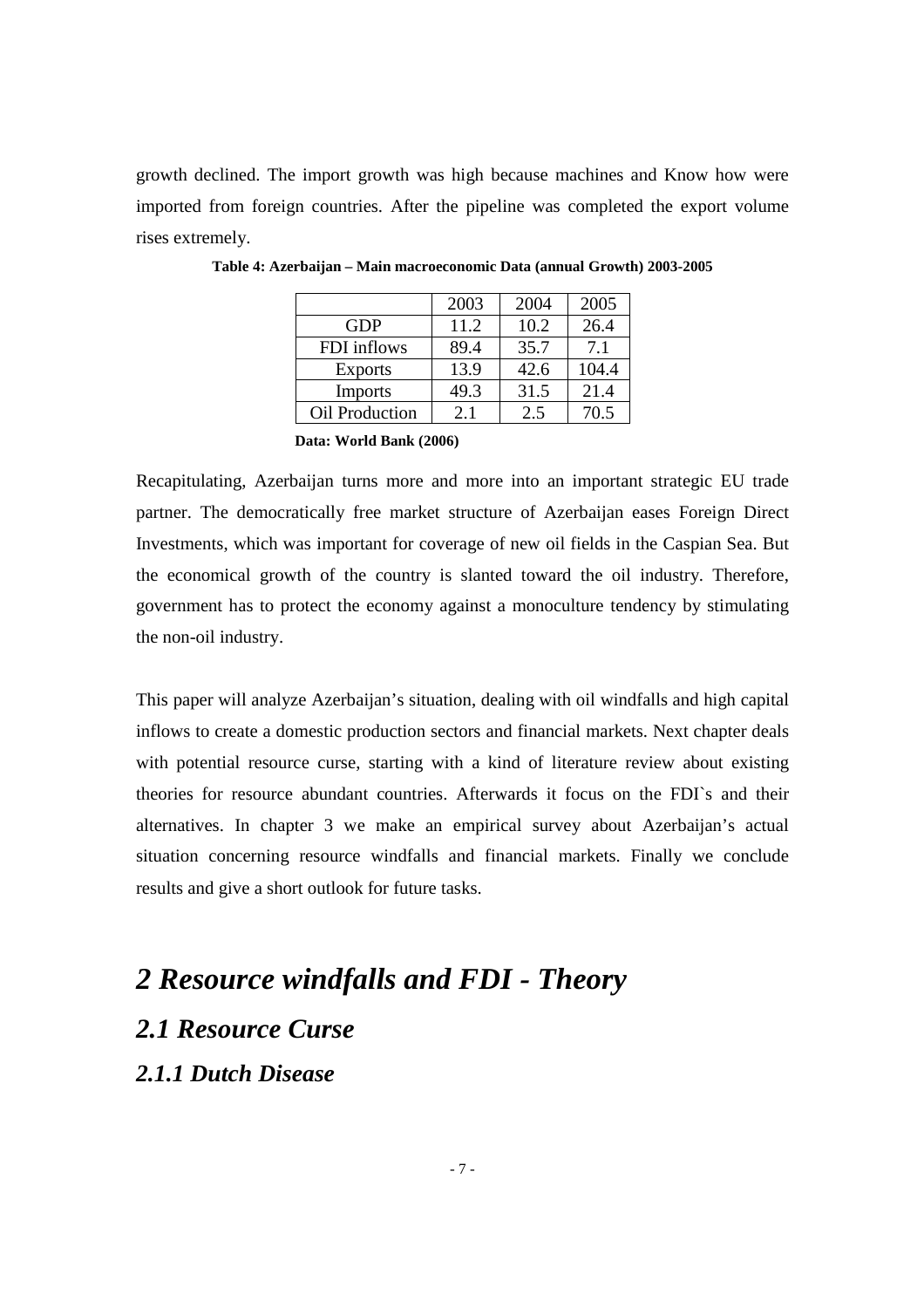growth declined. The import growth was high because machines and Know how were imported from foreign countries. After the pipeline was completed the export volume rises extremely.

**Table 4: Azerbaijan – Main macroeconomic Data (annual Growth) 2003-2005**

| | 2003 | 2004 | 2005 |
|---|---|---|---|
| GDP | 11.2 | 10.2 | 26.4 |
| FDI inflows | 89.4 | 35.7 | 7.1 |
| Exports | 13.9 | 42.6 | 104.4 |
| Imports | 49.3 | 31.5 | 21.4 |
| Oil Production | 2.1 | 2.5 | 70.5 |

**Data: World Bank (2006)**

Recapitulating, Azerbaijan turns more and more into an important strategic EU trade partner. The democratically free market structure of Azerbaijan eases Foreign Direct Investments, which was important for coverage of new oil fields in the Caspian Sea. But the economical growth of the country is slanted toward the oil industry. Therefore, government has to protect the economy against a monoculture tendency by stimulating the non-oil industry.

This paper will analyze Azerbaijan's situation, dealing with oil windfalls and high capital inflows to create a domestic production sectors and financial markets. Next chapter deals with potential resource curse, starting with a kind of literature review about existing theories for resource abundant countries. Afterwards it focus on the FDI`s and their alternatives. In chapter 3 we make an empirical survey about Azerbaijan's actual situation concerning resource windfalls and financial markets. Finally we conclude results and give a short outlook for future tasks.

# *2 Resource windfalls and FDI - Theory*

## *2.1 Resource Curse*

### *2.1.1 Dutch Disease*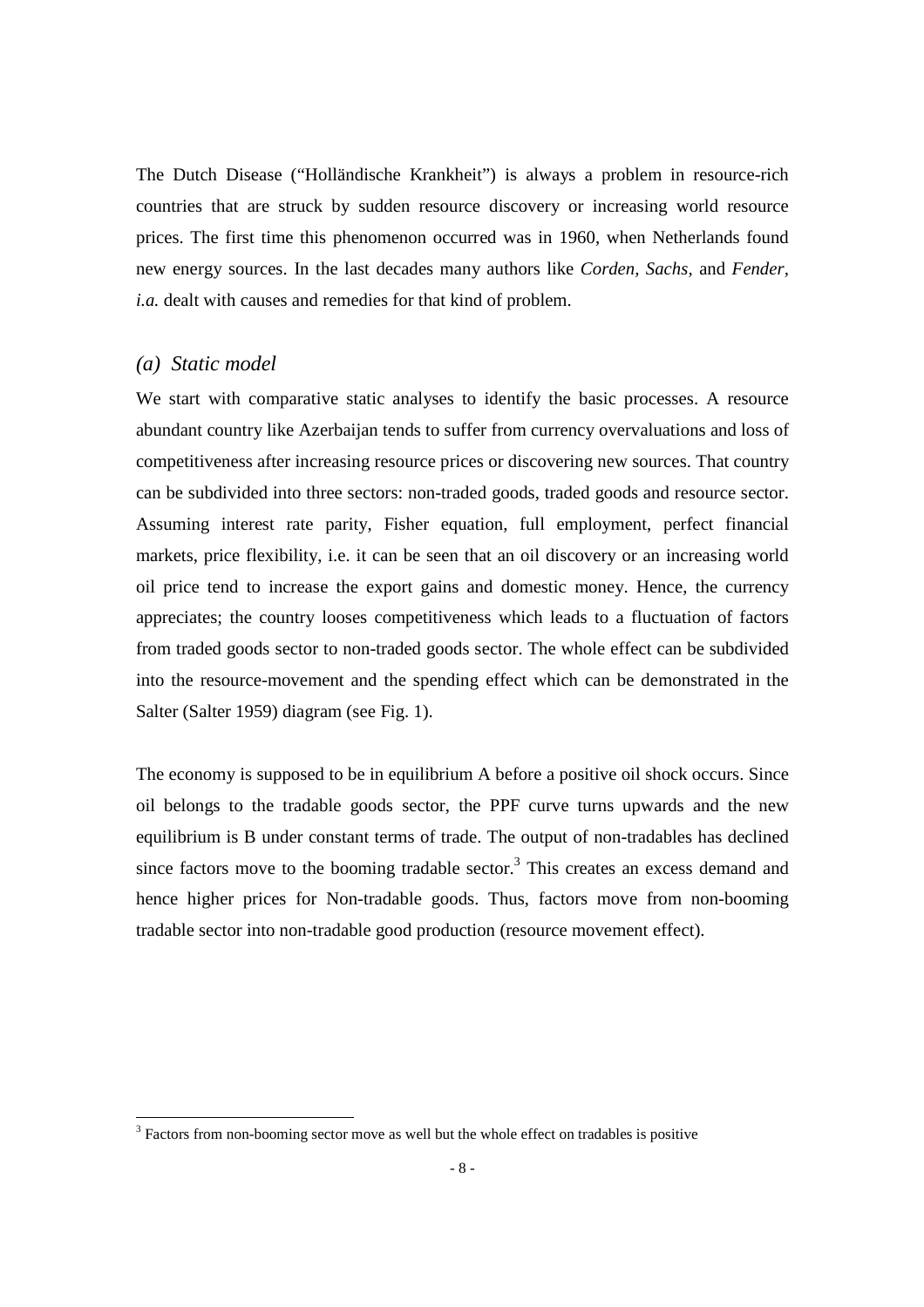The Dutch Disease ("Holländische Krankheit") is always a problem in resource-rich countries that are struck by sudden resource discovery or increasing world resource prices. The first time this phenomenon occurred was in 1960, when Netherlands found new energy sources. In the last decades many authors like *Corden, Sachs,* and *Fender, i.a.* dealt with causes and remedies for that kind of problem.

### *(a) Static model*

We start with comparative static analyses to identify the basic processes. A resource abundant country like Azerbaijan tends to suffer from currency overvaluations and loss of competitiveness after increasing resource prices or discovering new sources. That country can be subdivided into three sectors: non-traded goods, traded goods and resource sector. Assuming interest rate parity, Fisher equation, full employment, perfect financial markets, price flexibility, i.e. it can be seen that an oil discovery or an increasing world oil price tend to increase the export gains and domestic money. Hence, the currency appreciates; the country looses competitiveness which leads to a fluctuation of factors from traded goods sector to non-traded goods sector. The whole effect can be subdivided into the resource-movement and the spending effect which can be demonstrated in the Salter (Salter 1959) diagram (see Fig. 1).

The economy is supposed to be in equilibrium A before a positive oil shock occurs. Since oil belongs to the tradable goods sector, the PPF curve turns upwards and the new equilibrium is B under constant terms of trade. The output of non-tradables has declined since factors move to the booming tradable sector.[3] This creates an excess demand and hence higher prices for Non-tradable goods. Thus, factors move from non-booming tradable sector into non-tradable good production (resource movement effect).

[3] Factors from non-booming sector move as well but the whole effect on tradables is positive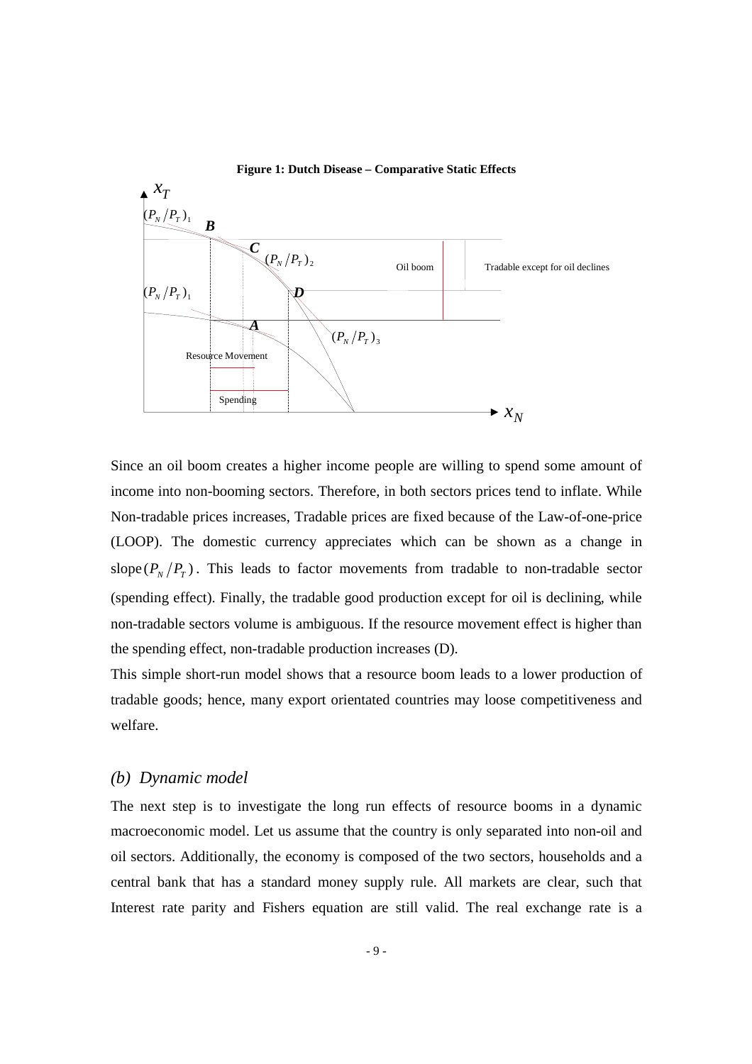**Figure 1: Dutch Disease – Comparative Static Effects**

Since an oil boom creates a higher income people are willing to spend some amount of income into non-booming sectors. Therefore, in both sectors prices tend to inflate. While Non-tradable prices increases, Tradable prices are fixed because of the Law-of-one-price (LOOP). The domestic currency appreciates which can be shown as a change in slope$(P_N/P_T)$. This leads to factor movements from tradable to non-tradable sector (spending effect). Finally, the tradable good production except for oil is declining, while non-tradable sectors volume is ambiguous. If the resource movement effect is higher than the spending effect, non-tradable production increases (D).

This simple short-run model shows that a resource boom leads to a lower production of tradable goods; hence, many export orientated countries may loose competitiveness and welfare.

### *(b) Dynamic model*

The next step is to investigate the long run effects of resource booms in a dynamic macroeconomic model. Let us assume that the country is only separated into non-oil and oil sectors. Additionally, the economy is composed of the two sectors, households and a central bank that has a standard money supply rule. All markets are clear, such that Interest rate parity and Fishers equation are still valid. The real exchange rate is a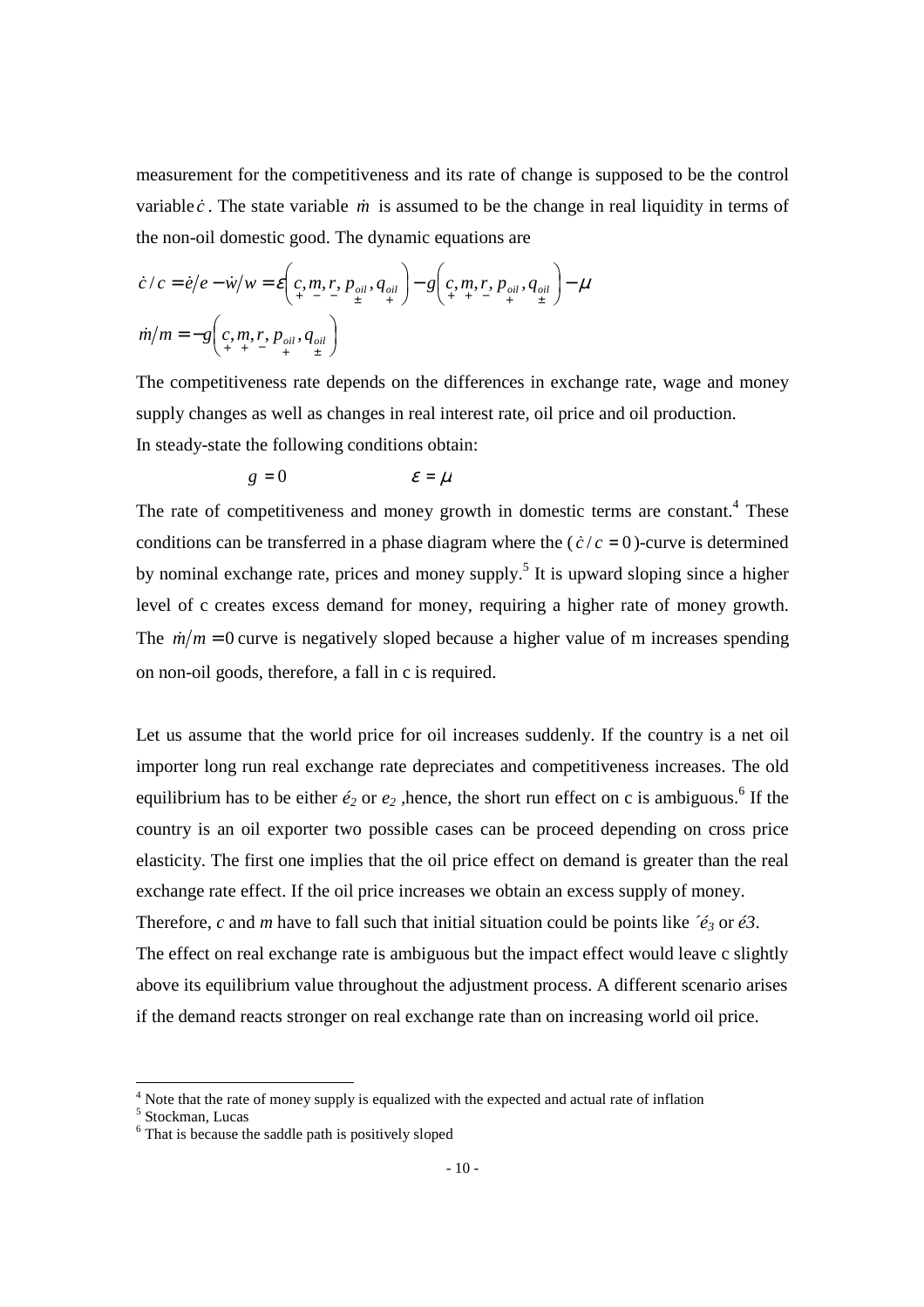measurement for the competitiveness and its rate of change is supposed to be the control variable $\dot{c}$. The state variable $\dot{m}$ is assumed to be the change in real liquidity in terms of the non-oil domestic good. The dynamic equations are

$$\dot{c}/c = \dot{e}/e - \dot{w}/w = \varepsilon\left(\underset{+}{c}, \underset{-}{m}, \underset{-}{r}, \underset{\pm}{p_{oil}}, \underset{+}{q_{oil}}\right) - g\left(\underset{+}{c}, \underset{+}{m}, \underset{-}{r}, \underset{+}{p_{oil}}, \underset{\pm}{q_{oil}}\right) - \mu$$

$$\dot{m}/m = -g\left(\underset{+}{c}, \underset{+}{m}, \underset{-}{r}, \underset{+}{p_{oil}}, \underset{\pm}{q_{oil}}\right)$$

The competitiveness rate depends on the differences in exchange rate, wage and money supply changes as well as changes in real interest rate, oil price and oil production.
In steady-state the following conditions obtain:

$$g = 0 \qquad\qquad \varepsilon = \mu$$

The rate of competitiveness and money growth in domestic terms are constant.[4] These conditions can be transferred in a phase diagram where the ($\dot{c}/c = 0$)-curve is determined by nominal exchange rate, prices and money supply.[5] It is upward sloping since a higher level of c creates excess demand for money, requiring a higher rate of money growth. The $\dot{m}/m = 0$ curve is negatively sloped because a higher value of m increases spending on non-oil goods, therefore, a fall in c is required.

Let us assume that the world price for oil increases suddenly. If the country is a net oil importer long run real exchange rate depreciates and competitiveness increases. The old equilibrium has to be either *é₂* or *e₂* ,hence, the short run effect on c is ambiguous.[6] If the country is an oil exporter two possible cases can be proceed depending on cross price elasticity. The first one implies that the oil price effect on demand is greater than the real exchange rate effect. If the oil price increases we obtain an excess supply of money.
Therefore, *c* and *m* have to fall such that initial situation could be points like *´é₃* or *é3*.
The effect on real exchange rate is ambiguous but the impact effect would leave c slightly above its equilibrium value throughout the adjustment process. A different scenario arises if the demand reacts stronger on real exchange rate than on increasing world oil price.

[4] Note that the rate of money supply is equalized with the expected and actual rate of inflation
[5] Stockman, Lucas
[6] That is because the saddle path is positively sloped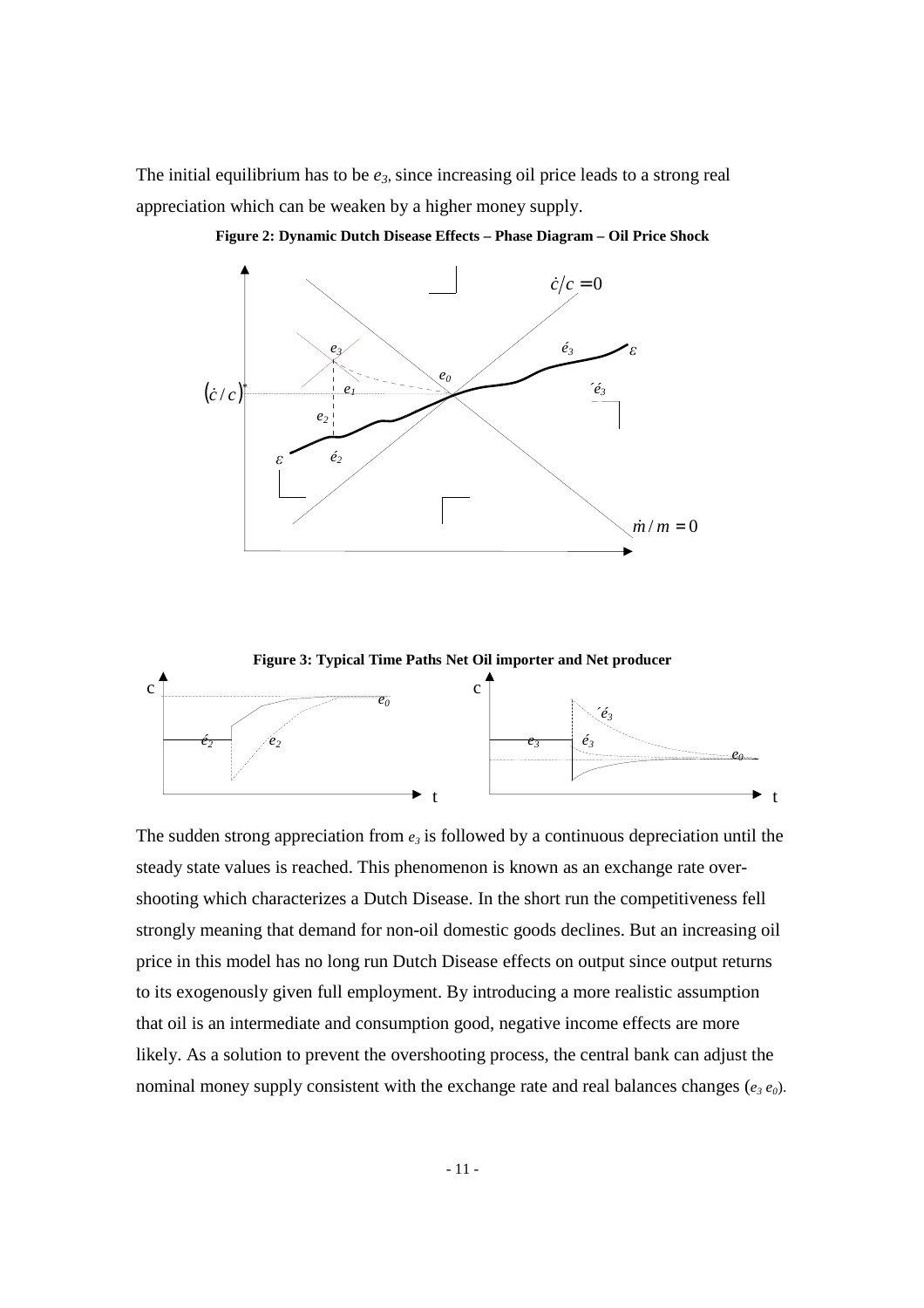The initial equilibrium has to be $e_3$, since increasing oil price leads to a strong real appreciation which can be weaken by a higher money supply.

**Figure 2: Dynamic Dutch Disease Effects – Phase Diagram – Oil Price Shock**

**Figure 3: Typical Time Paths Net Oil importer and Net producer**

The sudden strong appreciation from $e_3$ is followed by a continuous depreciation until the steady state values is reached. This phenomenon is known as an exchange rate over-shooting which characterizes a Dutch Disease. In the short run the competitiveness fell strongly meaning that demand for non-oil domestic goods declines. But an increasing oil price in this model has no long run Dutch Disease effects on output since output returns to its exogenously given full employment. By introducing a more realistic assumption that oil is an intermediate and consumption good, negative income effects are more likely. As a solution to prevent the overshooting process, the central bank can adjust the nominal money supply consistent with the exchange rate and real balances changes ($e_3$ $e_0$).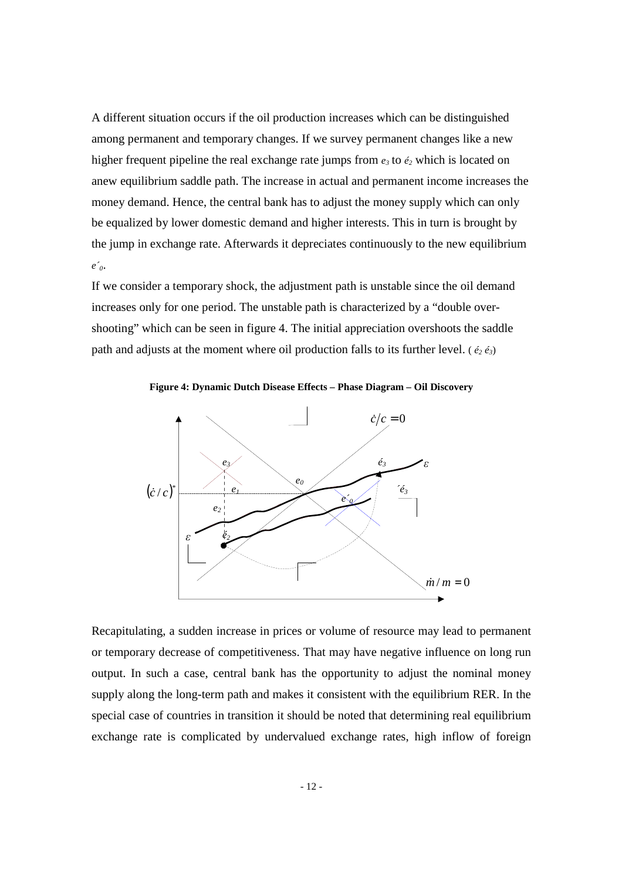A different situation occurs if the oil production increases which can be distinguished among permanent and temporary changes. If we survey permanent changes like a new higher frequent pipeline the real exchange rate jumps from $e_3$ to $é_2$ which is located on anew equilibrium saddle path. The increase in actual and permanent income increases the money demand. Hence, the central bank has to adjust the money supply which can only be equalized by lower domestic demand and higher interests. This in turn is brought by the jump in exchange rate. Afterwards it depreciates continuously to the new equilibrium $e´_0$.

If we consider a temporary shock, the adjustment path is unstable since the oil demand increases only for one period. The unstable path is characterized by a "double over-shooting" which can be seen in figure 4. The initial appreciation overshoots the saddle path and adjusts at the moment where oil production falls to its further level. ( $é_2$ $é_3$)

**Figure 4: Dynamic Dutch Disease Effects – Phase Diagram – Oil Discovery**

Recapitulating, a sudden increase in prices or volume of resource may lead to permanent or temporary decrease of competitiveness. That may have negative influence on long run output. In such a case, central bank has the opportunity to adjust the nominal money supply along the long-term path and makes it consistent with the equilibrium RER. In the special case of countries in transition it should be noted that determining real equilibrium exchange rate is complicated by undervalued exchange rates, high inflow of foreign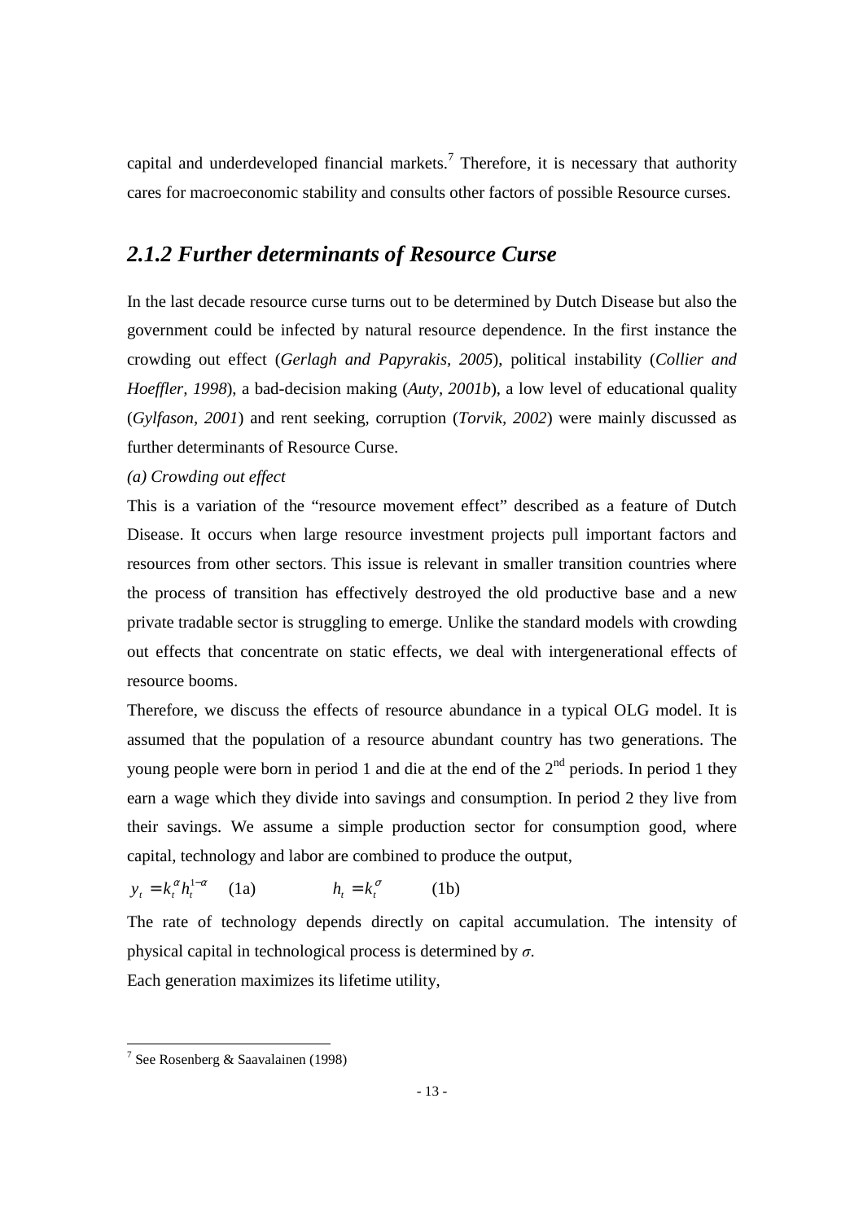capital and underdeveloped financial markets.[7] Therefore, it is necessary that authority cares for macroeconomic stability and consults other factors of possible Resource curses.

## *2.1.2 Further determinants of Resource Curse*

In the last decade resource curse turns out to be determined by Dutch Disease but also the government could be infected by natural resource dependence. In the first instance the crowding out effect (*Gerlagh and Papyrakis, 2005*), political instability (*Collier and Hoeffler, 1998*), a bad-decision making (*Auty, 2001b*), a low level of educational quality (*Gylfason, 2001*) and rent seeking, corruption (*Torvik, 2002*) were mainly discussed as further determinants of Resource Curse.

*(a) Crowding out effect*

This is a variation of the "resource movement effect" described as a feature of Dutch Disease. It occurs when large resource investment projects pull important factors and resources from other sectors. This issue is relevant in smaller transition countries where the process of transition has effectively destroyed the old productive base and a new private tradable sector is struggling to emerge. Unlike the standard models with crowding out effects that concentrate on static effects, we deal with intergenerational effects of resource booms.

Therefore, we discuss the effects of resource abundance in a typical OLG model. It is assumed that the population of a resource abundant country has two generations. The young people were born in period 1 and die at the end of the 2[nd] periods. In period 1 they earn a wage which they divide into savings and consumption. In period 2 they live from their savings. We assume a simple production sector for consumption good, where capital, technology and labor are combined to produce the output,

$y_t = k_t^{\alpha} h_t^{1-\alpha}$ (1a) $\qquad$ $h_t = k_t^{\sigma}$ (1b)

The rate of technology depends directly on capital accumulation. The intensity of physical capital in technological process is determined by $\sigma$.

Each generation maximizes its lifetime utility,

[7] See Rosenberg & Saavalainen (1998)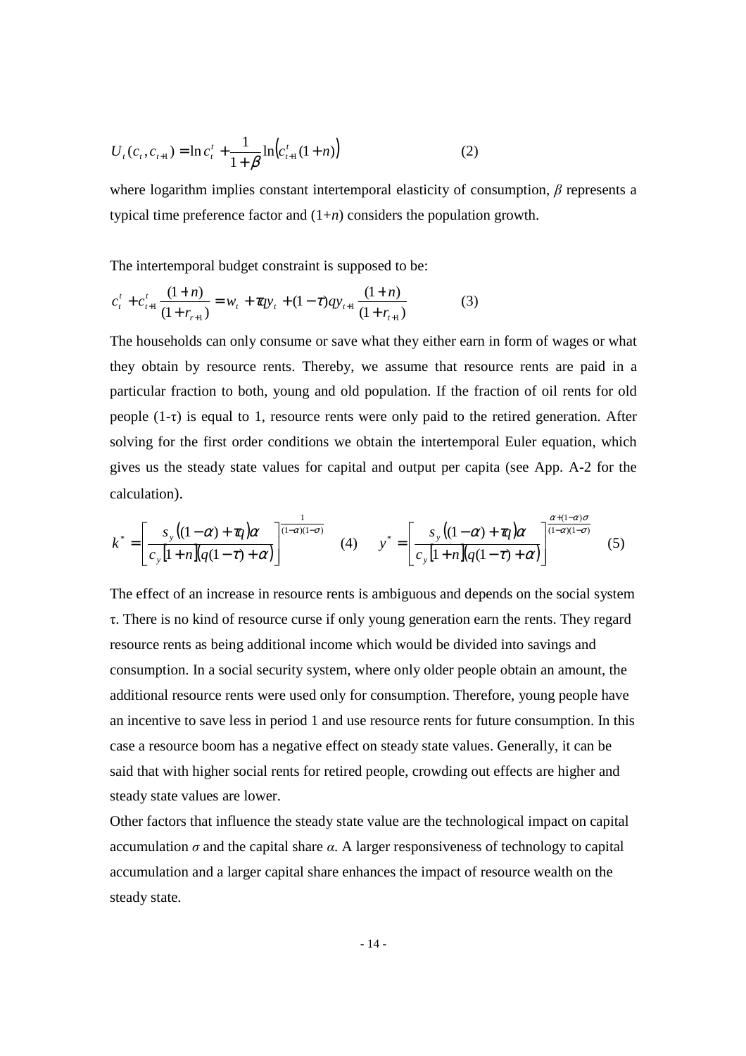$$U_t(c_t, c_{t+1}) = \ln c_t^t + \frac{1}{1+\beta}\ln\left(c_{t+1}^t(1+n)\right) \qquad (2)$$

where logarithm implies constant intertemporal elasticity of consumption, $\beta$ represents a typical time preference factor and $(1+n)$ considers the population growth.

The intertemporal budget constraint is supposed to be:

$$c_t^t + c_{t+1}^t \frac{(1+n)}{(1+r_{r+1})} = w_t + \tau q y_t + (1-\tau) q y_{t+1} \frac{(1+n)}{(1+r_{t+1})} \qquad (3)$$

The households can only consume or save what they either earn in form of wages or what they obtain by resource rents. Thereby, we assume that resource rents are paid in a particular fraction to both, young and old population. If the fraction of oil rents for old people $(1-\tau)$ is equal to 1, resource rents were only paid to the retired generation. After solving for the first order conditions we obtain the intertemporal Euler equation, which gives us the steady state values for capital and output per capita (see App. A-2 for the calculation).

$$k^* = \left[\frac{s_y\left((1-\alpha)+\tau q\right)\alpha}{c_y\left[1+n\right]\left(q(1-\tau)+\alpha\right)}\right]^{\frac{1}{(1-\alpha)(1-\sigma)}} \quad (4) \qquad y^* = \left[\frac{s_y\left((1-\alpha)+\tau q\right)\alpha}{c_y\left[1+n\right]\left(q(1-\tau)+\alpha\right)}\right]^{\frac{\alpha+(1-\alpha)\sigma}{(1-\alpha)(1-\sigma)}} \quad (5)$$

The effect of an increase in resource rents is ambiguous and depends on the social system $\tau$. There is no kind of resource curse if only young generation earn the rents. They regard resource rents as being additional income which would be divided into savings and consumption. In a social security system, where only older people obtain an amount, the additional resource rents were used only for consumption. Therefore, young people have an incentive to save less in period 1 and use resource rents for future consumption. In this case a resource boom has a negative effect on steady state values. Generally, it can be said that with higher social rents for retired people, crowding out effects are higher and steady state values are lower.

Other factors that influence the steady state value are the technological impact on capital accumulation $\sigma$ and the capital share $\alpha$. A larger responsiveness of technology to capital accumulation and a larger capital share enhances the impact of resource wealth on the steady state.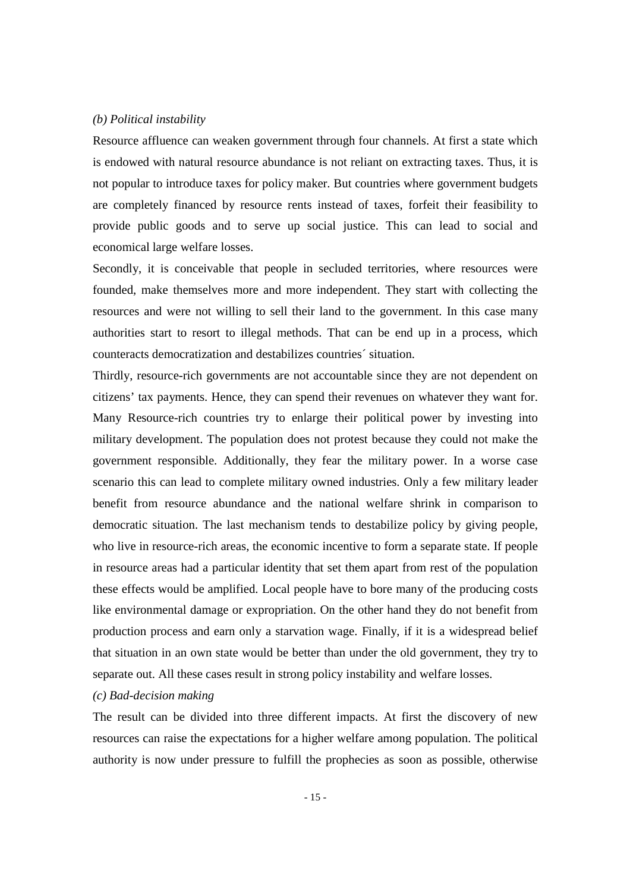*(b) Political instability*

Resource affluence can weaken government through four channels. At first a state which is endowed with natural resource abundance is not reliant on extracting taxes. Thus, it is not popular to introduce taxes for policy maker. But countries where government budgets are completely financed by resource rents instead of taxes, forfeit their feasibility to provide public goods and to serve up social justice. This can lead to social and economical large welfare losses.

Secondly, it is conceivable that people in secluded territories, where resources were founded, make themselves more and more independent. They start with collecting the resources and were not willing to sell their land to the government. In this case many authorities start to resort to illegal methods. That can be end up in a process, which counteracts democratization and destabilizes countries´ situation.

Thirdly, resource-rich governments are not accountable since they are not dependent on citizens' tax payments. Hence, they can spend their revenues on whatever they want for. Many Resource-rich countries try to enlarge their political power by investing into military development. The population does not protest because they could not make the government responsible. Additionally, they fear the military power. In a worse case scenario this can lead to complete military owned industries. Only a few military leader benefit from resource abundance and the national welfare shrink in comparison to democratic situation. The last mechanism tends to destabilize policy by giving people, who live in resource-rich areas, the economic incentive to form a separate state. If people in resource areas had a particular identity that set them apart from rest of the population these effects would be amplified. Local people have to bore many of the producing costs like environmental damage or expropriation. On the other hand they do not benefit from production process and earn only a starvation wage. Finally, if it is a widespread belief that situation in an own state would be better than under the old government, they try to separate out. All these cases result in strong policy instability and welfare losses.

*(c) Bad-decision making*

The result can be divided into three different impacts. At first the discovery of new resources can raise the expectations for a higher welfare among population. The political authority is now under pressure to fulfill the prophecies as soon as possible, otherwise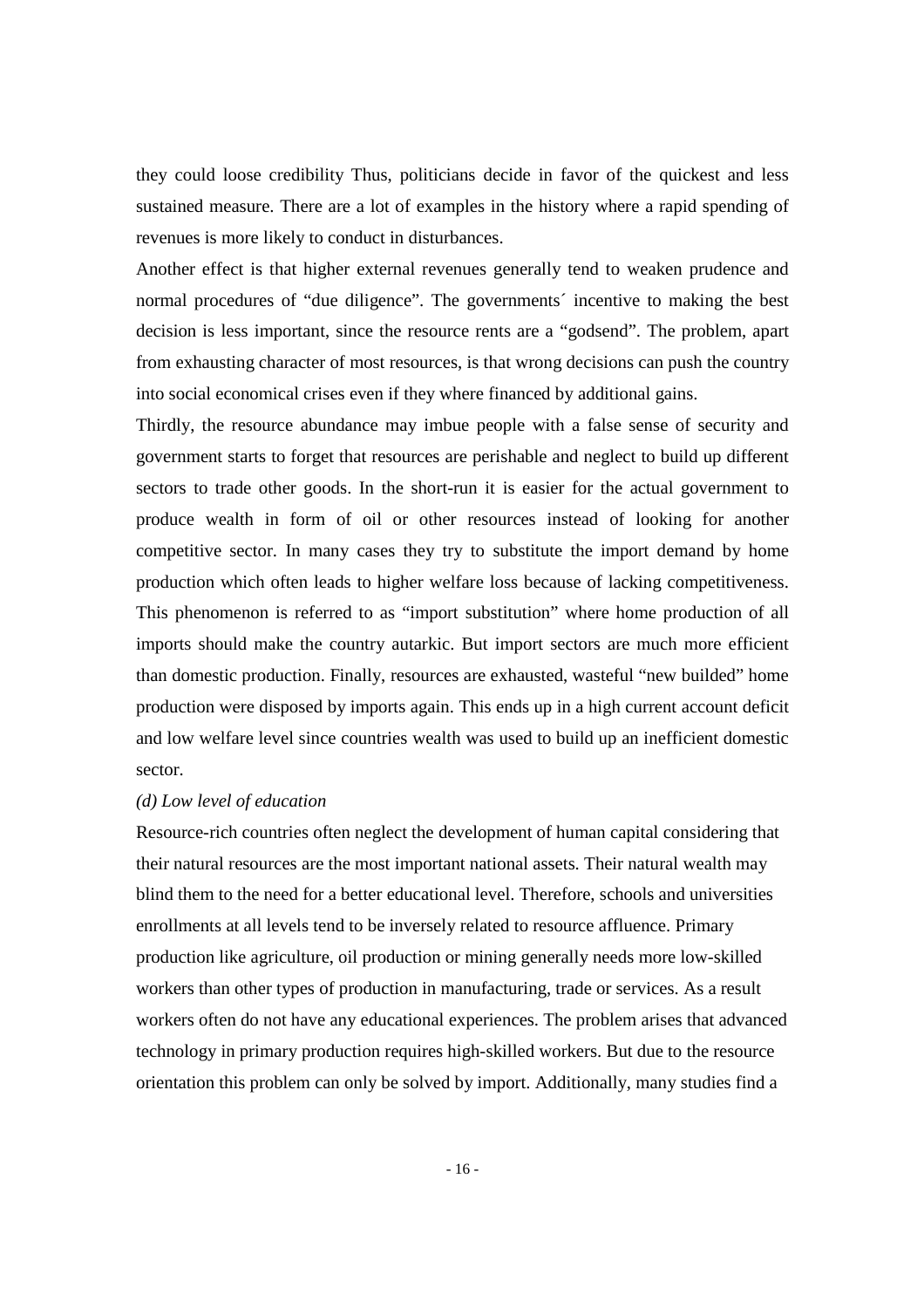they could loose credibility Thus, politicians decide in favor of the quickest and less sustained measure. There are a lot of examples in the history where a rapid spending of revenues is more likely to conduct in disturbances.

Another effect is that higher external revenues generally tend to weaken prudence and normal procedures of "due diligence". The governments´ incentive to making the best decision is less important, since the resource rents are a "godsend". The problem, apart from exhausting character of most resources, is that wrong decisions can push the country into social economical crises even if they where financed by additional gains.

Thirdly, the resource abundance may imbue people with a false sense of security and government starts to forget that resources are perishable and neglect to build up different sectors to trade other goods. In the short-run it is easier for the actual government to produce wealth in form of oil or other resources instead of looking for another competitive sector. In many cases they try to substitute the import demand by home production which often leads to higher welfare loss because of lacking competitiveness. This phenomenon is referred to as "import substitution" where home production of all imports should make the country autarkic. But import sectors are much more efficient than domestic production. Finally, resources are exhausted, wasteful "new builded" home production were disposed by imports again. This ends up in a high current account deficit and low welfare level since countries wealth was used to build up an inefficient domestic sector.

*(d) Low level of education*

Resource-rich countries often neglect the development of human capital considering that their natural resources are the most important national assets. Their natural wealth may blind them to the need for a better educational level. Therefore, schools and universities enrollments at all levels tend to be inversely related to resource affluence. Primary production like agriculture, oil production or mining generally needs more low-skilled workers than other types of production in manufacturing, trade or services. As a result workers often do not have any educational experiences. The problem arises that advanced technology in primary production requires high-skilled workers. But due to the resource orientation this problem can only be solved by import. Additionally, many studies find a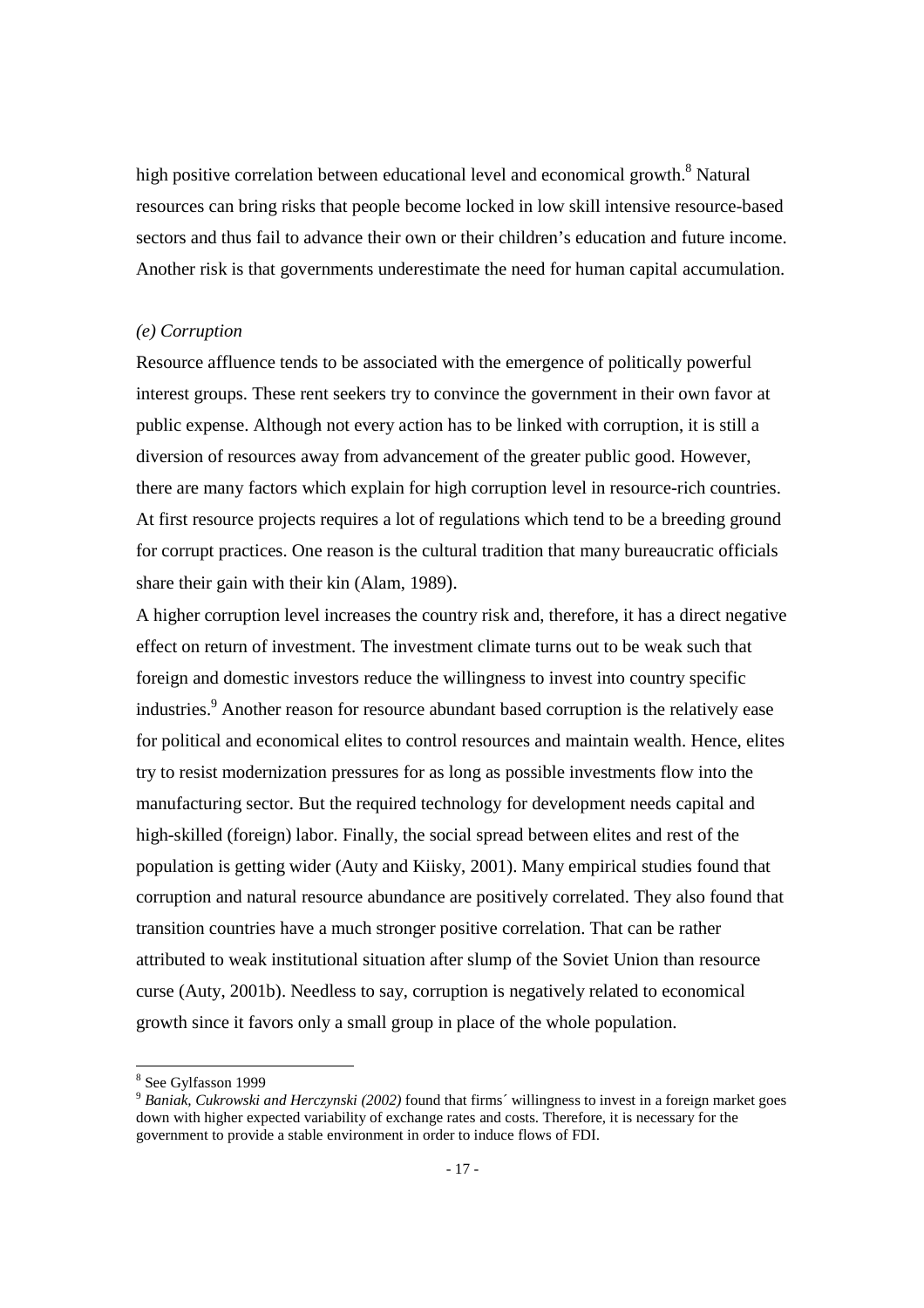high positive correlation between educational level and economical growth.[8] Natural resources can bring risks that people become locked in low skill intensive resource-based sectors and thus fail to advance their own or their children's education and future income. Another risk is that governments underestimate the need for human capital accumulation.

*(e) Corruption*

Resource affluence tends to be associated with the emergence of politically powerful interest groups. These rent seekers try to convince the government in their own favor at public expense. Although not every action has to be linked with corruption, it is still a diversion of resources away from advancement of the greater public good. However, there are many factors which explain for high corruption level in resource-rich countries. At first resource projects requires a lot of regulations which tend to be a breeding ground for corrupt practices. One reason is the cultural tradition that many bureaucratic officials share their gain with their kin (Alam, 1989).

A higher corruption level increases the country risk and, therefore, it has a direct negative effect on return of investment. The investment climate turns out to be weak such that foreign and domestic investors reduce the willingness to invest into country specific industries.[9] Another reason for resource abundant based corruption is the relatively ease for political and economical elites to control resources and maintain wealth. Hence, elites try to resist modernization pressures for as long as possible investments flow into the manufacturing sector. But the required technology for development needs capital and high-skilled (foreign) labor. Finally, the social spread between elites and rest of the population is getting wider (Auty and Kiisky, 2001). Many empirical studies found that corruption and natural resource abundance are positively correlated. They also found that transition countries have a much stronger positive correlation. That can be rather attributed to weak institutional situation after slump of the Soviet Union than resource curse (Auty, 2001b). Needless to say, corruption is negatively related to economical growth since it favors only a small group in place of the whole population.

---

[8] See Gylfasson 1999

[9] *Baniak, Cukrowski and Herczynski (2002)* found that firms´ willingness to invest in a foreign market goes down with higher expected variability of exchange rates and costs. Therefore, it is necessary for the government to provide a stable environment in order to induce flows of FDI.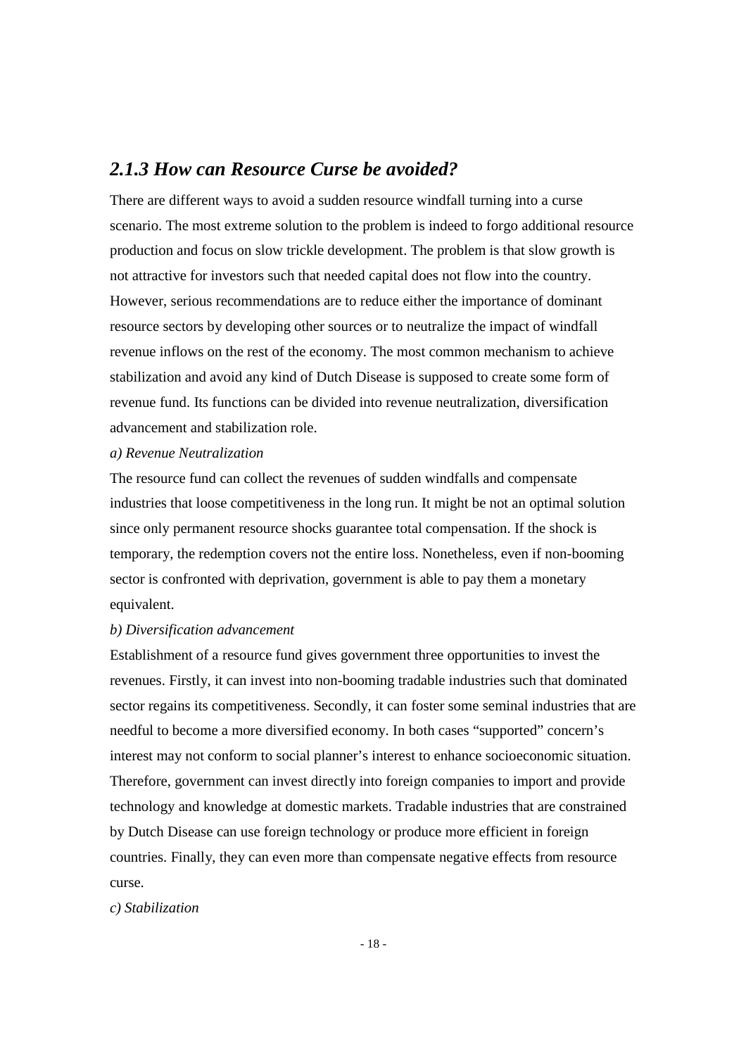## *2.1.3 How can Resource Curse be avoided?*

There are different ways to avoid a sudden resource windfall turning into a curse scenario. The most extreme solution to the problem is indeed to forgo additional resource production and focus on slow trickle development. The problem is that slow growth is not attractive for investors such that needed capital does not flow into the country. However, serious recommendations are to reduce either the importance of dominant resource sectors by developing other sources or to neutralize the impact of windfall revenue inflows on the rest of the economy. The most common mechanism to achieve stabilization and avoid any kind of Dutch Disease is supposed to create some form of revenue fund. Its functions can be divided into revenue neutralization, diversification advancement and stabilization role.

*a) Revenue Neutralization*

The resource fund can collect the revenues of sudden windfalls and compensate industries that loose competitiveness in the long run. It might be not an optimal solution since only permanent resource shocks guarantee total compensation. If the shock is temporary, the redemption covers not the entire loss. Nonetheless, even if non-booming sector is confronted with deprivation, government is able to pay them a monetary equivalent.

*b) Diversification advancement*

Establishment of a resource fund gives government three opportunities to invest the revenues. Firstly, it can invest into non-booming tradable industries such that dominated sector regains its competitiveness. Secondly, it can foster some seminal industries that are needful to become a more diversified economy. In both cases "supported" concern's interest may not conform to social planner's interest to enhance socioeconomic situation. Therefore, government can invest directly into foreign companies to import and provide technology and knowledge at domestic markets. Tradable industries that are constrained by Dutch Disease can use foreign technology or produce more efficient in foreign countries. Finally, they can even more than compensate negative effects from resource curse.

*c) Stabilization*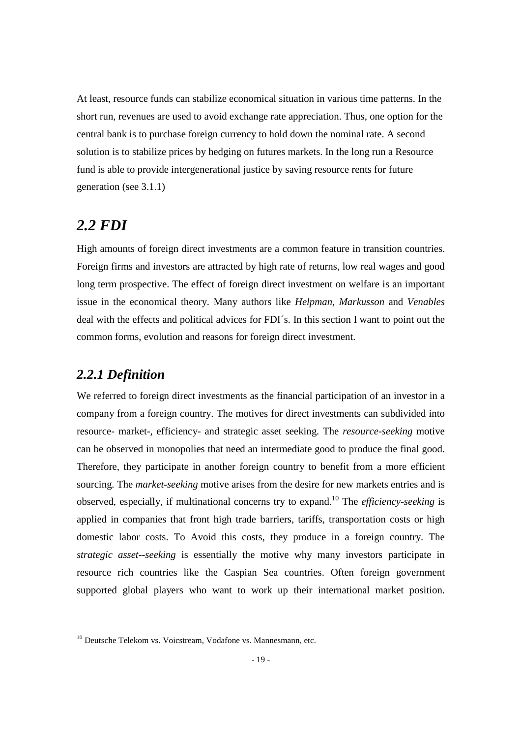At least, resource funds can stabilize economical situation in various time patterns. In the short run, revenues are used to avoid exchange rate appreciation. Thus, one option for the central bank is to purchase foreign currency to hold down the nominal rate. A second solution is to stabilize prices by hedging on futures markets. In the long run a Resource fund is able to provide intergenerational justice by saving resource rents for future generation (see 3.1.1)

## *2.2 FDI*

High amounts of foreign direct investments are a common feature in transition countries. Foreign firms and investors are attracted by high rate of returns, low real wages and good long term prospective. The effect of foreign direct investment on welfare is an important issue in the economical theory. Many authors like *Helpman, Markusson* and *Venables* deal with the effects and political advices for FDI´s. In this section I want to point out the common forms, evolution and reasons for foreign direct investment.

### *2.2.1 Definition*

We referred to foreign direct investments as the financial participation of an investor in a company from a foreign country. The motives for direct investments can subdivided into resource- market-, efficiency- and strategic asset seeking. The *resource-seeking* motive can be observed in monopolies that need an intermediate good to produce the final good. Therefore, they participate in another foreign country to benefit from a more efficient sourcing. The *market-seeking* motive arises from the desire for new markets entries and is observed, especially, if multinational concerns try to expand.[10] The *efficiency-seeking* is applied in companies that front high trade barriers, tariffs, transportation costs or high domestic labor costs. To Avoid this costs, they produce in a foreign country. The *strategic asset--seeking* is essentially the motive why many investors participate in resource rich countries like the Caspian Sea countries. Often foreign government supported global players who want to work up their international market position.

[10] Deutsche Telekom vs. Voicstream, Vodafone vs. Mannesmann, etc.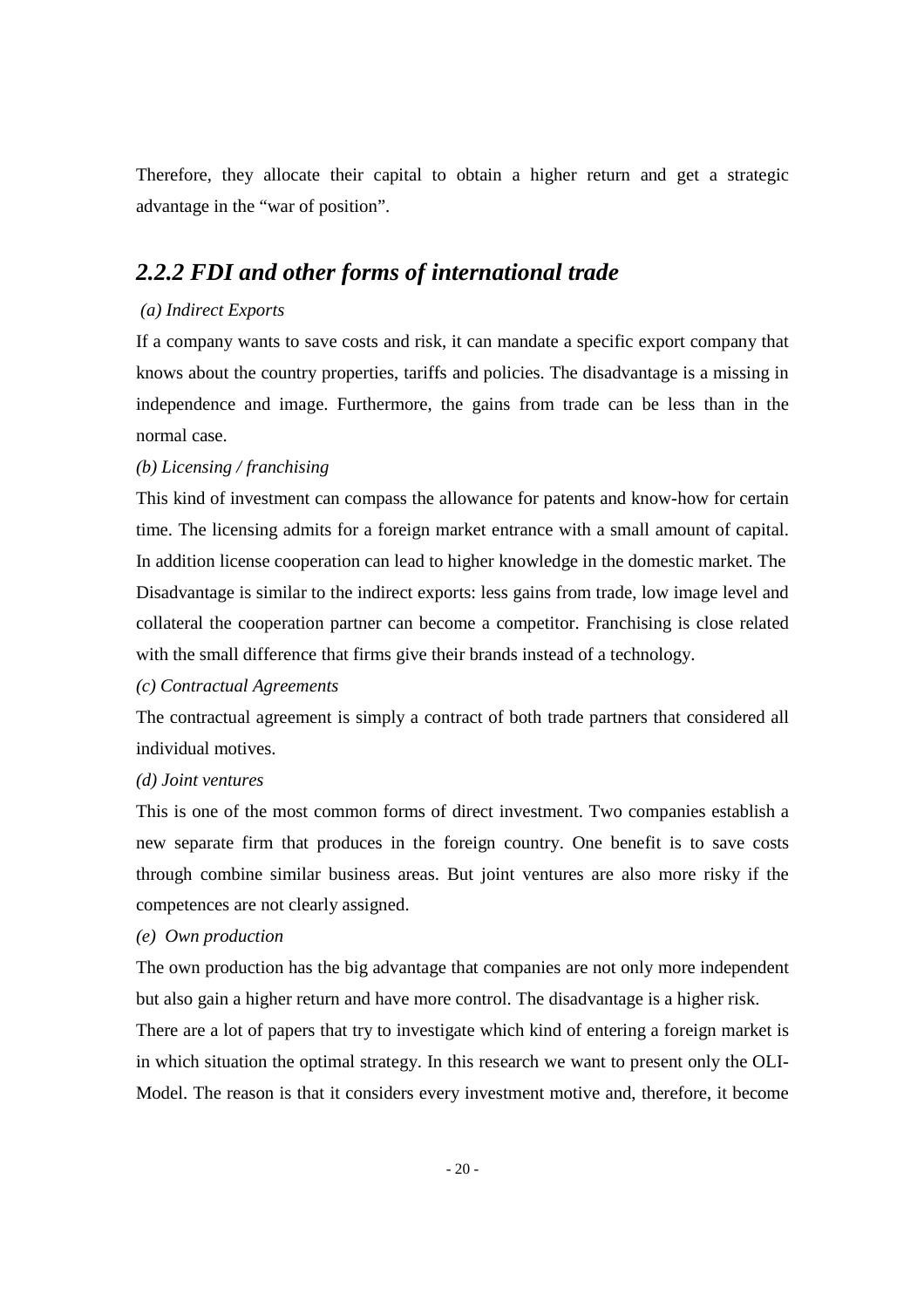Therefore, they allocate their capital to obtain a higher return and get a strategic advantage in the "war of position".

### *2.2.2 FDI and other forms of international trade*

*(a) Indirect Exports*

If a company wants to save costs and risk, it can mandate a specific export company that knows about the country properties, tariffs and policies. The disadvantage is a missing in independence and image. Furthermore, the gains from trade can be less than in the normal case.

*(b) Licensing / franchising*

This kind of investment can compass the allowance for patents and know-how for certain time. The licensing admits for a foreign market entrance with a small amount of capital. In addition license cooperation can lead to higher knowledge in the domestic market. The Disadvantage is similar to the indirect exports: less gains from trade, low image level and collateral the cooperation partner can become a competitor. Franchising is close related with the small difference that firms give their brands instead of a technology.

*(c) Contractual Agreements*

The contractual agreement is simply a contract of both trade partners that considered all individual motives.

*(d) Joint ventures*

This is one of the most common forms of direct investment. Two companies establish a new separate firm that produces in the foreign country. One benefit is to save costs through combine similar business areas. But joint ventures are also more risky if the competences are not clearly assigned.

*(e) Own production*

The own production has the big advantage that companies are not only more independent but also gain a higher return and have more control. The disadvantage is a higher risk.

There are a lot of papers that try to investigate which kind of entering a foreign market is in which situation the optimal strategy. In this research we want to present only the OLI-Model. The reason is that it considers every investment motive and, therefore, it become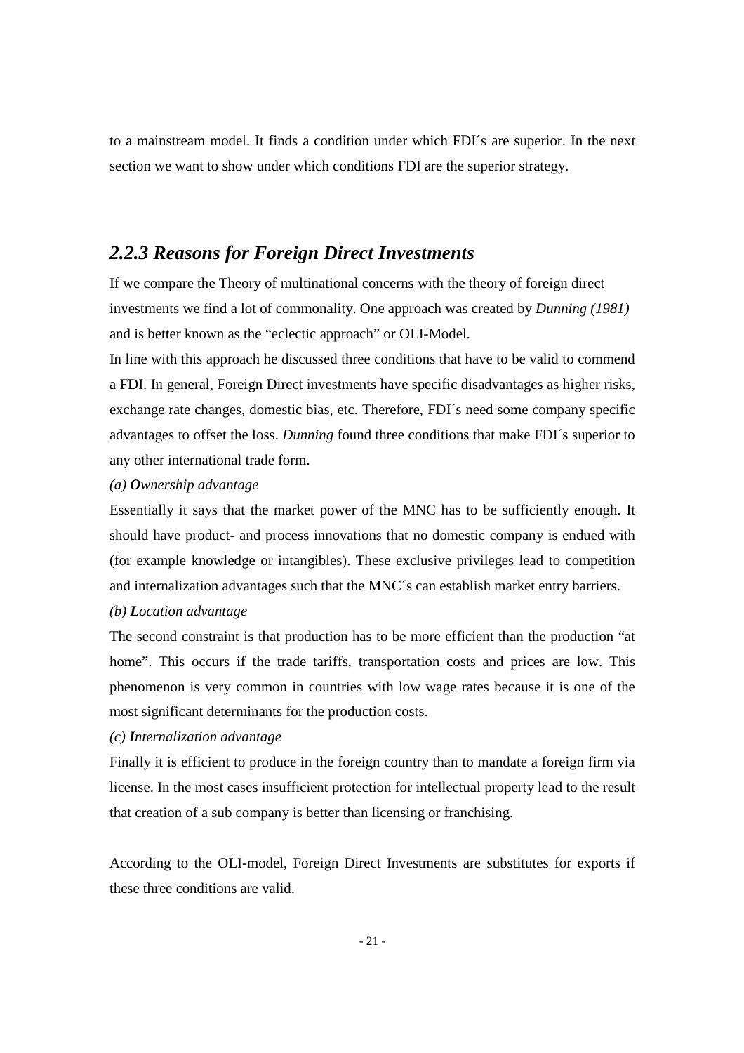to a mainstream model. It finds a condition under which FDI´s are superior. In the next section we want to show under which conditions FDI are the superior strategy.

### *2.2.3 Reasons for Foreign Direct Investments*

If we compare the Theory of multinational concerns with the theory of foreign direct investments we find a lot of commonality. One approach was created by *Dunning (1981)* and is better known as the "eclectic approach" or OLI-Model.

In line with this approach he discussed three conditions that have to be valid to commend a FDI. In general, Foreign Direct investments have specific disadvantages as higher risks, exchange rate changes, domestic bias, etc. Therefore, FDI´s need some company specific advantages to offset the loss. *Dunning* found three conditions that make FDI´s superior to any other international trade form.

*(a) **O**wnership advantage*

Essentially it says that the market power of the MNC has to be sufficiently enough. It should have product- and process innovations that no domestic company is endued with (for example knowledge or intangibles). These exclusive privileges lead to competition and internalization advantages such that the MNC´s can establish market entry barriers.

*(b) **L**ocation advantage*

The second constraint is that production has to be more efficient than the production "at home". This occurs if the trade tariffs, transportation costs and prices are low. This phenomenon is very common in countries with low wage rates because it is one of the most significant determinants for the production costs.

*(c) **I**nternalization advantage*

Finally it is efficient to produce in the foreign country than to mandate a foreign firm via license. In the most cases insufficient protection for intellectual property lead to the result that creation of a sub company is better than licensing or franchising.

According to the OLI-model, Foreign Direct Investments are substitutes for exports if these three conditions are valid.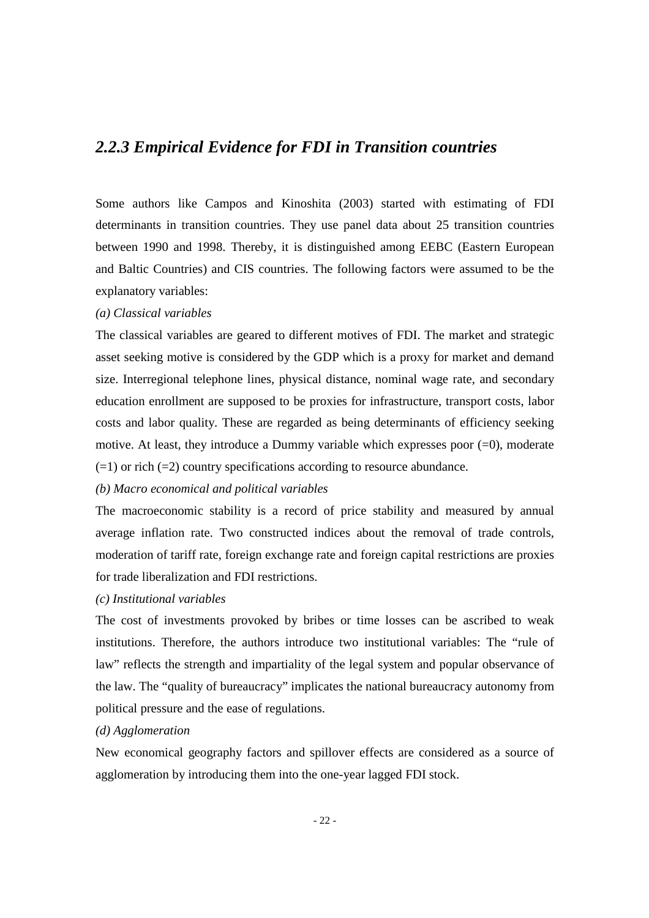### *2.2.3 Empirical Evidence for FDI in Transition countries*

Some authors like Campos and Kinoshita (2003) started with estimating of FDI determinants in transition countries. They use panel data about 25 transition countries between 1990 and 1998. Thereby, it is distinguished among EEBC (Eastern European and Baltic Countries) and CIS countries. The following factors were assumed to be the explanatory variables:

*(a) Classical variables*

The classical variables are geared to different motives of FDI. The market and strategic asset seeking motive is considered by the GDP which is a proxy for market and demand size. Interregional telephone lines, physical distance, nominal wage rate, and secondary education enrollment are supposed to be proxies for infrastructure, transport costs, labor costs and labor quality. These are regarded as being determinants of efficiency seeking motive. At least, they introduce a Dummy variable which expresses poor (=0), moderate (=1) or rich (=2) country specifications according to resource abundance.

*(b) Macro economical and political variables*

The macroeconomic stability is a record of price stability and measured by annual average inflation rate. Two constructed indices about the removal of trade controls, moderation of tariff rate, foreign exchange rate and foreign capital restrictions are proxies for trade liberalization and FDI restrictions.

*(c) Institutional variables*

The cost of investments provoked by bribes or time losses can be ascribed to weak institutions. Therefore, the authors introduce two institutional variables: The "rule of law" reflects the strength and impartiality of the legal system and popular observance of the law. The "quality of bureaucracy" implicates the national bureaucracy autonomy from political pressure and the ease of regulations.

*(d) Agglomeration*

New economical geography factors and spillover effects are considered as a source of agglomeration by introducing them into the one-year lagged FDI stock.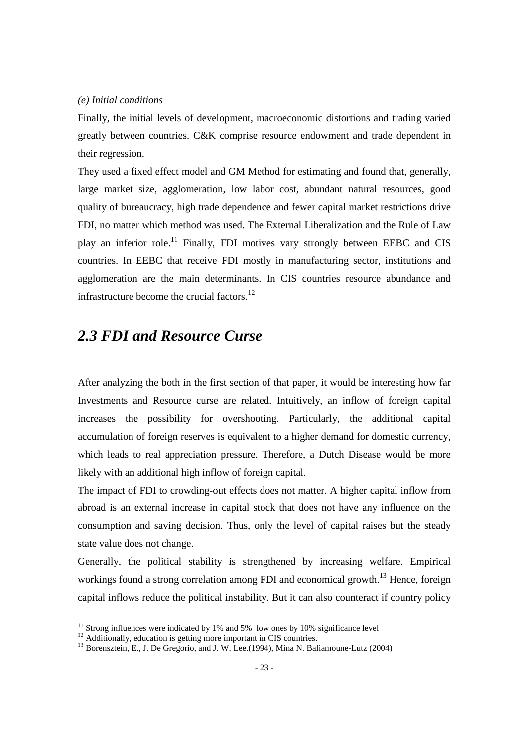*(e) Initial conditions*

Finally, the initial levels of development, macroeconomic distortions and trading varied greatly between countries. C&K comprise resource endowment and trade dependent in their regression.

They used a fixed effect model and GM Method for estimating and found that, generally, large market size, agglomeration, low labor cost, abundant natural resources, good quality of bureaucracy, high trade dependence and fewer capital market restrictions drive FDI, no matter which method was used. The External Liberalization and the Rule of Law play an inferior role.[11] Finally, FDI motives vary strongly between EEBC and CIS countries. In EEBC that receive FDI mostly in manufacturing sector, institutions and agglomeration are the main determinants. In CIS countries resource abundance and infrastructure become the crucial factors.[12]

## *2.3 FDI and Resource Curse*

After analyzing the both in the first section of that paper, it would be interesting how far Investments and Resource curse are related. Intuitively, an inflow of foreign capital increases the possibility for overshooting. Particularly, the additional capital accumulation of foreign reserves is equivalent to a higher demand for domestic currency, which leads to real appreciation pressure. Therefore, a Dutch Disease would be more likely with an additional high inflow of foreign capital.

The impact of FDI to crowding-out effects does not matter. A higher capital inflow from abroad is an external increase in capital stock that does not have any influence on the consumption and saving decision. Thus, only the level of capital raises but the steady state value does not change.

Generally, the political stability is strengthened by increasing welfare. Empirical workings found a strong correlation among FDI and economical growth.[13] Hence, foreign capital inflows reduce the political instability. But it can also counteract if country policy

---

[11] Strong influences were indicated by 1% and 5% low ones by 10% significance level

[12] Additionally, education is getting more important in CIS countries.

[13] Borensztein, E., J. De Gregorio, and J. W. Lee.(1994), Mina N. Baliamoune-Lutz (2004)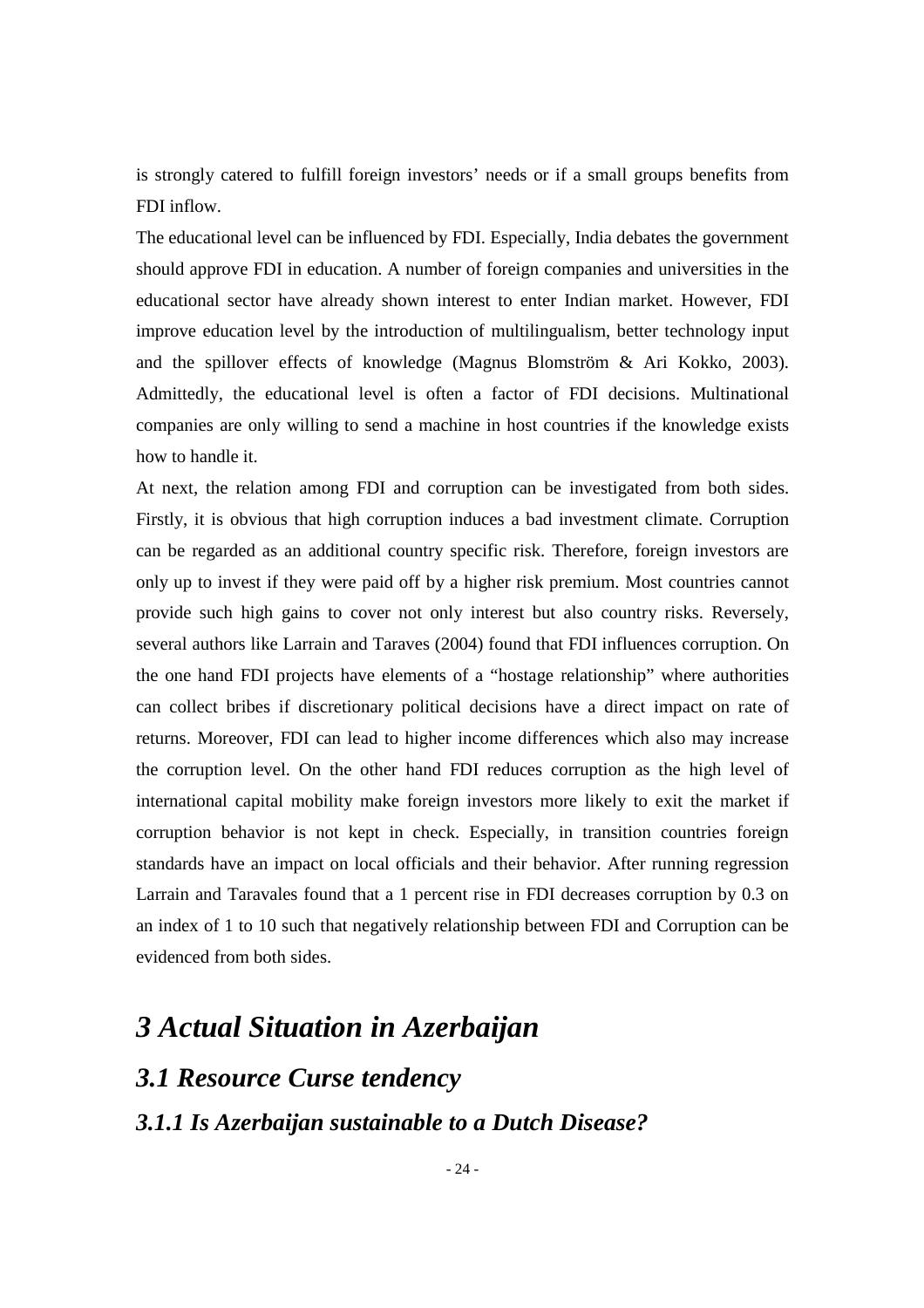is strongly catered to fulfill foreign investors' needs or if a small groups benefits from FDI inflow.

The educational level can be influenced by FDI. Especially, India debates the government should approve FDI in education. A number of foreign companies and universities in the educational sector have already shown interest to enter Indian market. However, FDI improve education level by the introduction of multilingualism, better technology input and the spillover effects of knowledge (Magnus Blomström & Ari Kokko, 2003). Admittedly, the educational level is often a factor of FDI decisions. Multinational companies are only willing to send a machine in host countries if the knowledge exists how to handle it.

At next, the relation among FDI and corruption can be investigated from both sides. Firstly, it is obvious that high corruption induces a bad investment climate. Corruption can be regarded as an additional country specific risk. Therefore, foreign investors are only up to invest if they were paid off by a higher risk premium. Most countries cannot provide such high gains to cover not only interest but also country risks. Reversely, several authors like Larrain and Taraves (2004) found that FDI influences corruption. On the one hand FDI projects have elements of a "hostage relationship" where authorities can collect bribes if discretionary political decisions have a direct impact on rate of returns. Moreover, FDI can lead to higher income differences which also may increase the corruption level. On the other hand FDI reduces corruption as the high level of international capital mobility make foreign investors more likely to exit the market if corruption behavior is not kept in check. Especially, in transition countries foreign standards have an impact on local officials and their behavior. After running regression Larrain and Taravales found that a 1 percent rise in FDI decreases corruption by 0.3 on an index of 1 to 10 such that negatively relationship between FDI and Corruption can be evidenced from both sides.

# *3 Actual Situation in Azerbaijan*

## *3.1 Resource Curse tendency*

### *3.1.1 Is Azerbaijan sustainable to a Dutch Disease?*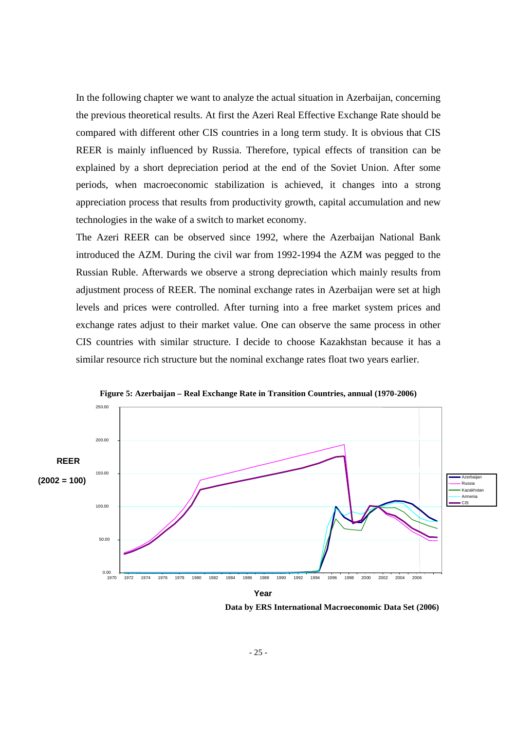In the following chapter we want to analyze the actual situation in Azerbaijan, concerning the previous theoretical results. At first the Azeri Real Effective Exchange Rate should be compared with different other CIS countries in a long term study. It is obvious that CIS REER is mainly influenced by Russia. Therefore, typical effects of transition can be explained by a short depreciation period at the end of the Soviet Union. After some periods, when macroeconomic stabilization is achieved, it changes into a strong appreciation process that results from productivity growth, capital accumulation and new technologies in the wake of a switch to market economy.

The Azeri REER can be observed since 1992, where the Azerbaijan National Bank introduced the AZM. During the civil war from 1992-1994 the AZM was pegged to the Russian Ruble. Afterwards we observe a strong depreciation which mainly results from adjustment process of REER. The nominal exchange rates in Azerbaijan were set at high levels and prices were controlled. After turning into a free market system prices and exchange rates adjust to their market value. One can observe the same process in other CIS countries with similar structure. I decide to choose Kazakhstan because it has a similar resource rich structure but the nominal exchange rates float two years earlier.

**Figure 5: Azerbaijan – Real Exchange Rate in Transition Countries, annual (1970-2006)**

**Data by ERS International Macroeconomic Data Set (2006)**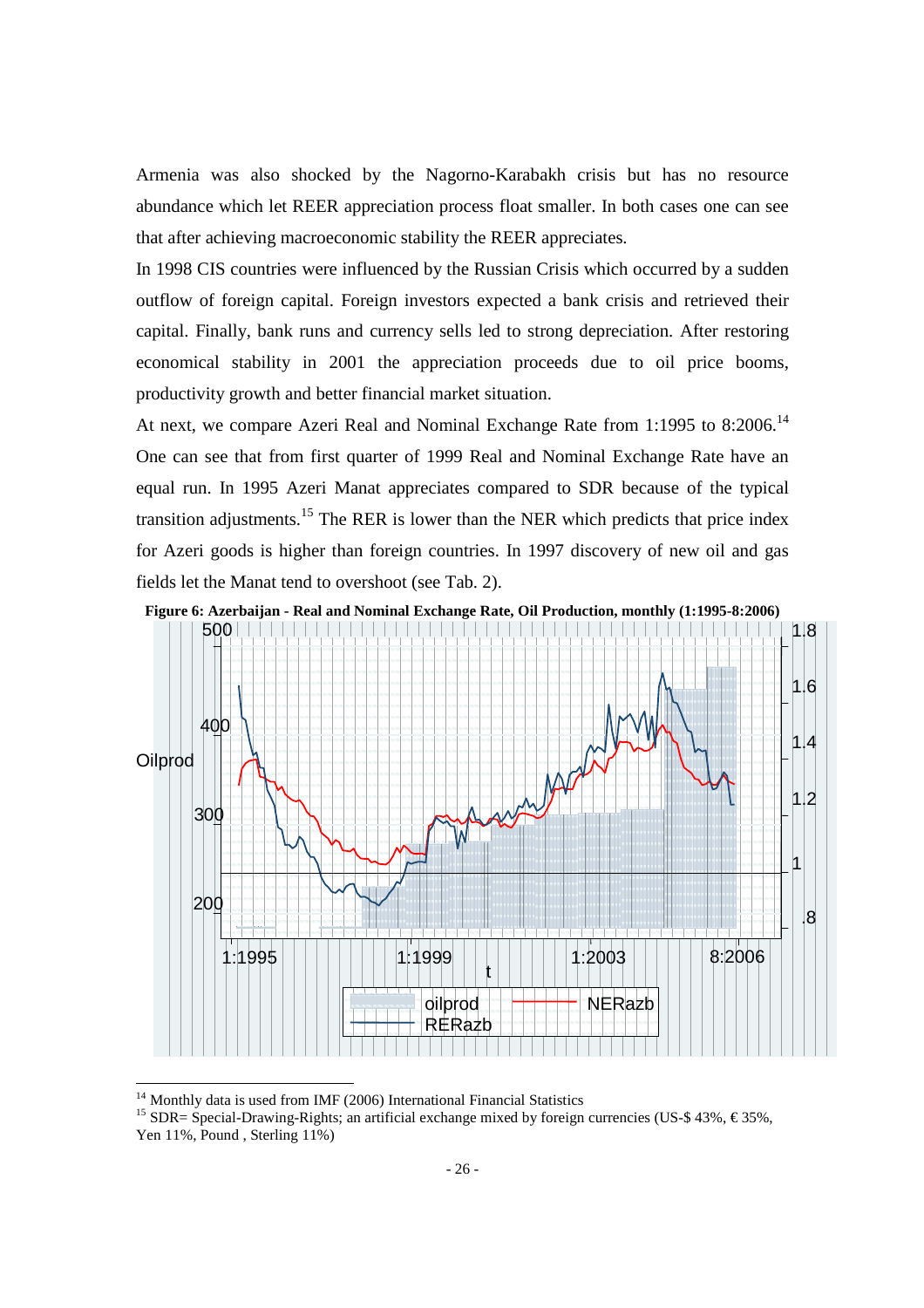Armenia was also shocked by the Nagorno-Karabakh crisis but has no resource abundance which let REER appreciation process float smaller. In both cases one can see that after achieving macroeconomic stability the REER appreciates.

In 1998 CIS countries were influenced by the Russian Crisis which occurred by a sudden outflow of foreign capital. Foreign investors expected a bank crisis and retrieved their capital. Finally, bank runs and currency sells led to strong depreciation. After restoring economical stability in 2001 the appreciation proceeds due to oil price booms, productivity growth and better financial market situation.

At next, we compare Azeri Real and Nominal Exchange Rate from 1:1995 to 8:2006.[14] One can see that from first quarter of 1999 Real and Nominal Exchange Rate have an equal run. In 1995 Azeri Manat appreciates compared to SDR because of the typical transition adjustments.[15] The RER is lower than the NER which predicts that price index for Azeri goods is higher than foreign countries. In 1997 discovery of new oil and gas fields let the Manat tend to overshoot (see Tab. 2).

**Figure 6: Azerbaijan - Real and Nominal Exchange Rate, Oil Production, monthly (1:1995-8:2006)**

---

[14] Monthly data is used from IMF (2006) International Financial Statistics

[15] SDR= Special-Drawing-Rights; an artificial exchange mixed by foreign currencies (US-$ 43%, € 35%, Yen 11%, Pound , Sterling 11%)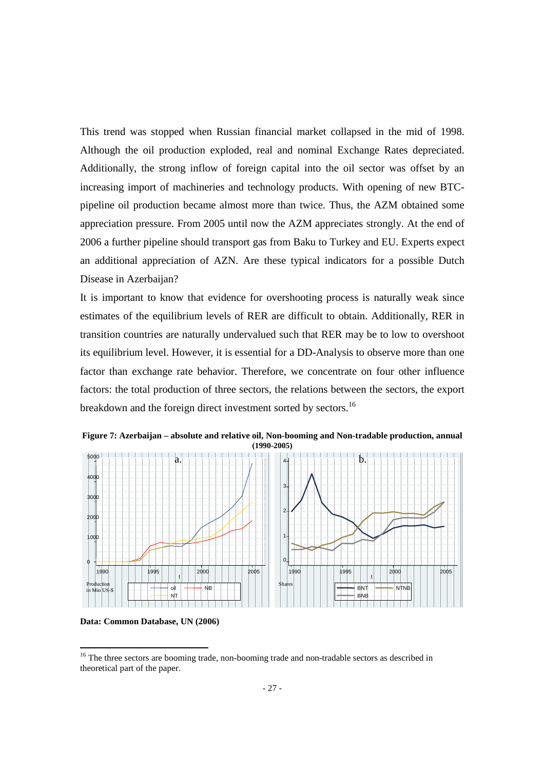This trend was stopped when Russian financial market collapsed in the mid of 1998. Although the oil production exploded, real and nominal Exchange Rates depreciated. Additionally, the strong inflow of foreign capital into the oil sector was offset by an increasing import of machineries and technology products. With opening of new BTC-pipeline oil production became almost more than twice. Thus, the AZM obtained some appreciation pressure. From 2005 until now the AZM appreciates strongly. At the end of 2006 a further pipeline should transport gas from Baku to Turkey and EU. Experts expect an additional appreciation of AZN. Are these typical indicators for a possible Dutch Disease in Azerbaijan?

It is important to know that evidence for overshooting process is naturally weak since estimates of the equilibrium levels of RER are difficult to obtain. Additionally, RER in transition countries are naturally undervalued such that RER may be to low to overshoot its equilibrium level. However, it is essential for a DD-Analysis to observe more than one factor than exchange rate behavior. Therefore, we concentrate on four other influence factors: the total production of three sectors, the relations between the sectors, the export breakdown and the foreign direct investment sorted by sectors.[16]

**Figure 7: Azerbaijan – absolute and relative oil, Non-booming and Non-tradable production, annual (1990-2005)**

**Data: Common Database, UN (2006)**

[16] The three sectors are booming trade, non-booming trade and non-tradable sectors as described in theoretical part of the paper.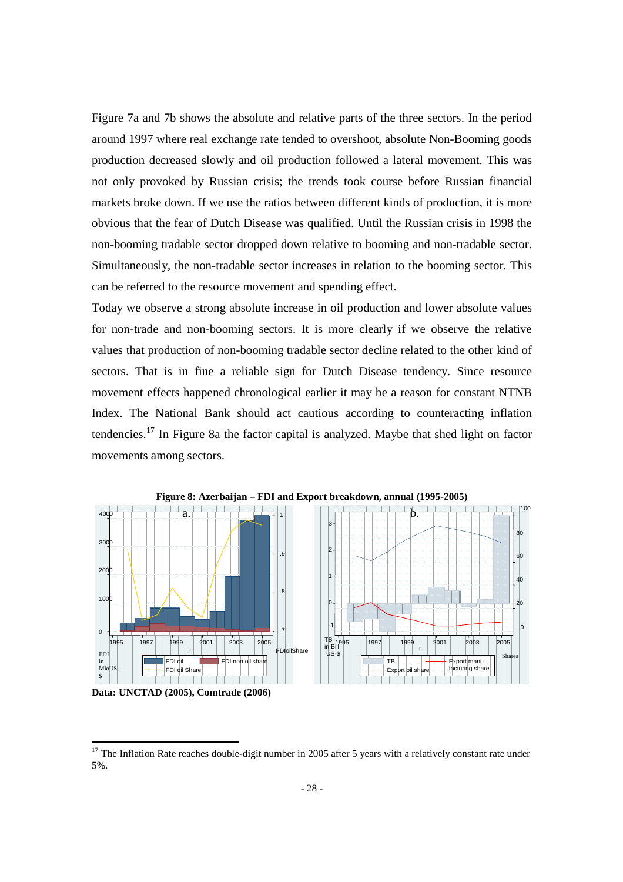Figure 7a and 7b shows the absolute and relative parts of the three sectors. In the period around 1997 where real exchange rate tended to overshoot, absolute Non-Booming goods production decreased slowly and oil production followed a lateral movement. This was not only provoked by Russian crisis; the trends took course before Russian financial markets broke down. If we use the ratios between different kinds of production, it is more obvious that the fear of Dutch Disease was qualified. Until the Russian crisis in 1998 the non-booming tradable sector dropped down relative to booming and non-tradable sector. Simultaneously, the non-tradable sector increases in relation to the booming sector. This can be referred to the resource movement and spending effect.

Today we observe a strong absolute increase in oil production and lower absolute values for non-trade and non-booming sectors. It is more clearly if we observe the relative values that production of non-booming tradable sector decline related to the other kind of sectors. That is in fine a reliable sign for Dutch Disease tendency. Since resource movement effects happened chronological earlier it may be a reason for constant NTNB Index. The National Bank should act cautious according to counteracting inflation tendencies.[17] In Figure 8a the factor capital is analyzed. Maybe that shed light on factor movements among sectors.

**Figure 8: Azerbaijan – FDI and Export breakdown, annual (1995-2005)**

**Data: UNCTAD (2005), Comtrade (2006)**

[17] The Inflation Rate reaches double-digit number in 2005 after 5 years with a relatively constant rate under 5%.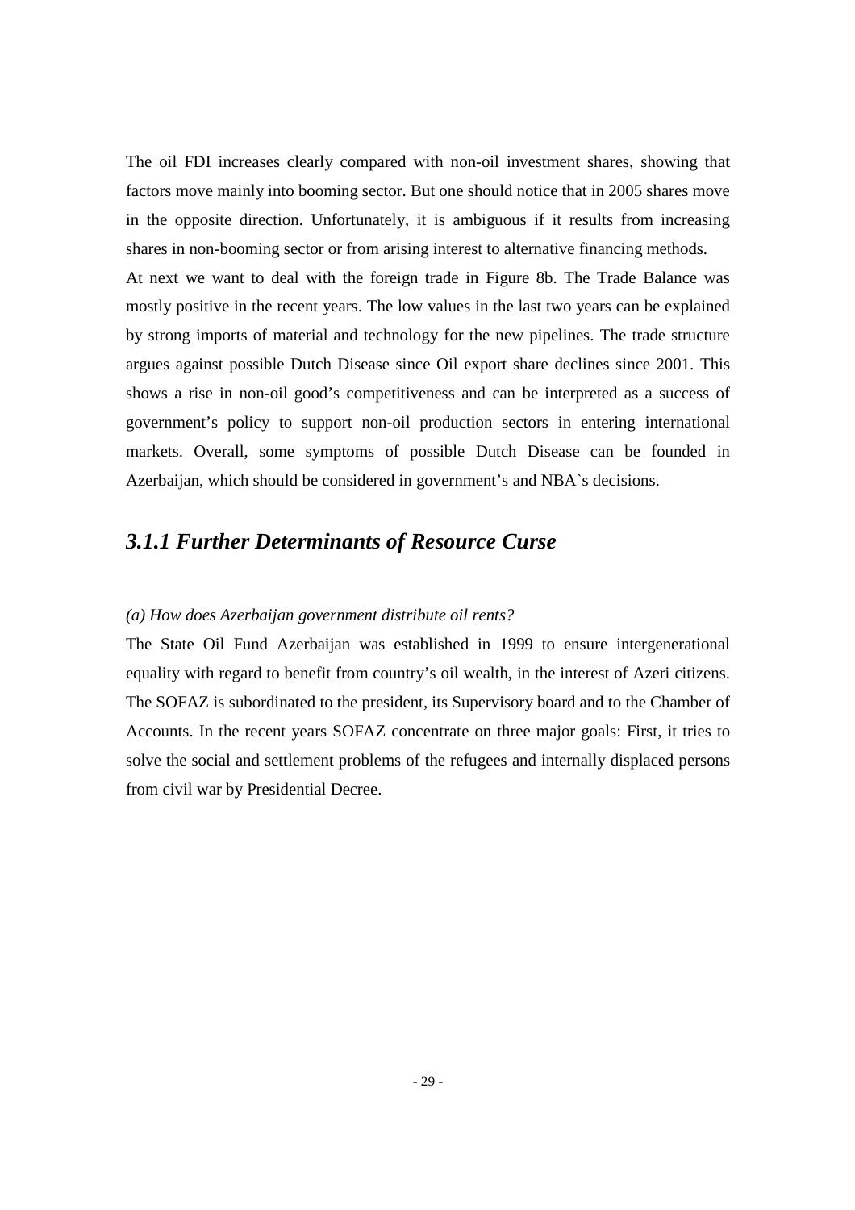The oil FDI increases clearly compared with non-oil investment shares, showing that factors move mainly into booming sector. But one should notice that in 2005 shares move in the opposite direction. Unfortunately, it is ambiguous if it results from increasing shares in non-booming sector or from arising interest to alternative financing methods.

At next we want to deal with the foreign trade in Figure 8b. The Trade Balance was mostly positive in the recent years. The low values in the last two years can be explained by strong imports of material and technology for the new pipelines. The trade structure argues against possible Dutch Disease since Oil export share declines since 2001. This shows a rise in non-oil good's competitiveness and can be interpreted as a success of government's policy to support non-oil production sectors in entering international markets. Overall, some symptoms of possible Dutch Disease can be founded in Azerbaijan, which should be considered in government's and NBA`s decisions.

### *3.1.1 Further Determinants of Resource Curse*

*(a) How does Azerbaijan government distribute oil rents?*

The State Oil Fund Azerbaijan was established in 1999 to ensure intergenerational equality with regard to benefit from country's oil wealth, in the interest of Azeri citizens. The SOFAZ is subordinated to the president, its Supervisory board and to the Chamber of Accounts. In the recent years SOFAZ concentrate on three major goals: First, it tries to solve the social and settlement problems of the refugees and internally displaced persons from civil war by Presidential Decree.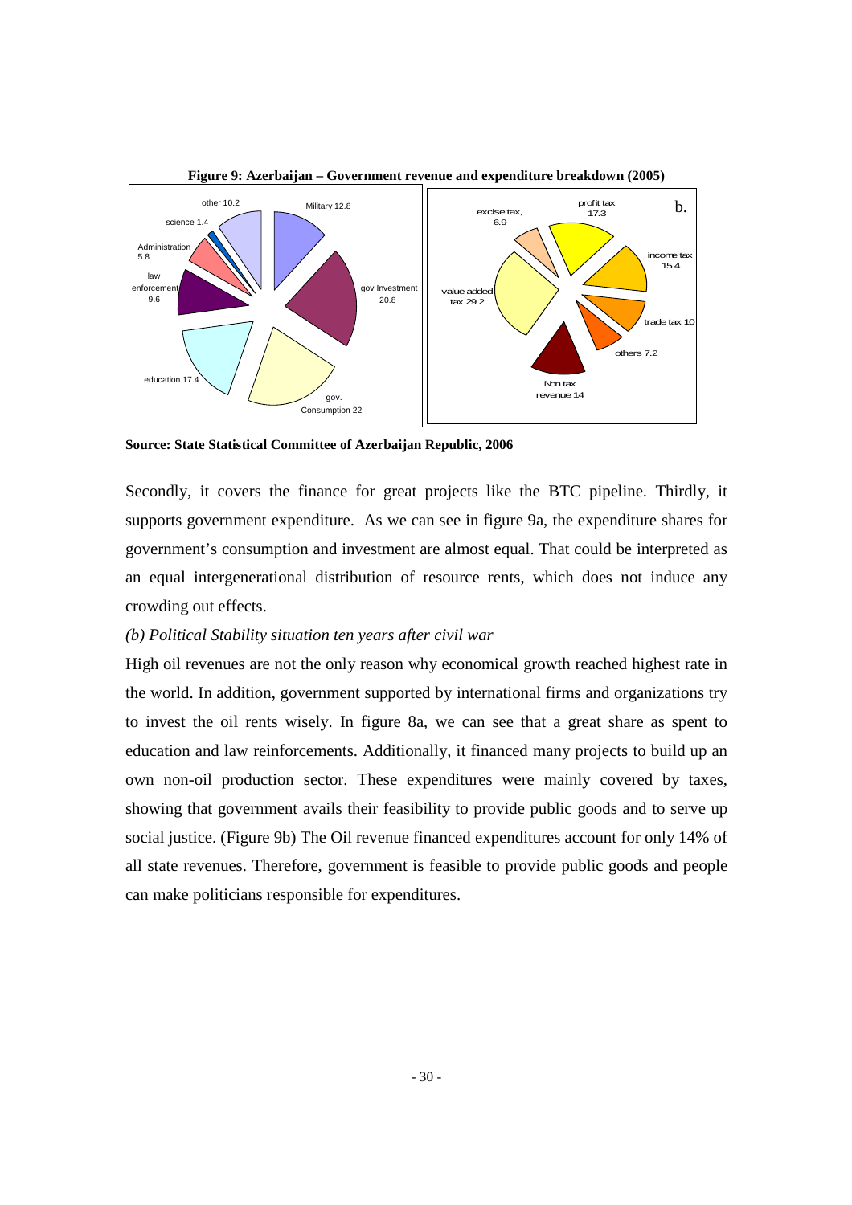**Figure 9: Azerbaijan – Government revenue and expenditure breakdown (2005)**

**Source: State Statistical Committee of Azerbaijan Republic, 2006**

Secondly, it covers the finance for great projects like the BTC pipeline. Thirdly, it supports government expenditure. As we can see in figure 9a, the expenditure shares for government's consumption and investment are almost equal. That could be interpreted as an equal intergenerational distribution of resource rents, which does not induce any crowding out effects.

*(b) Political Stability situation ten years after civil war*

High oil revenues are not the only reason why economical growth reached highest rate in the world. In addition, government supported by international firms and organizations try to invest the oil rents wisely. In figure 8a, we can see that a great share as spent to education and law reinforcements. Additionally, it financed many projects to build up an own non-oil production sector. These expenditures were mainly covered by taxes, showing that government avails their feasibility to provide public goods and to serve up social justice. (Figure 9b) The Oil revenue financed expenditures account for only 14% of all state revenues. Therefore, government is feasible to provide public goods and people can make politicians responsible for expenditures.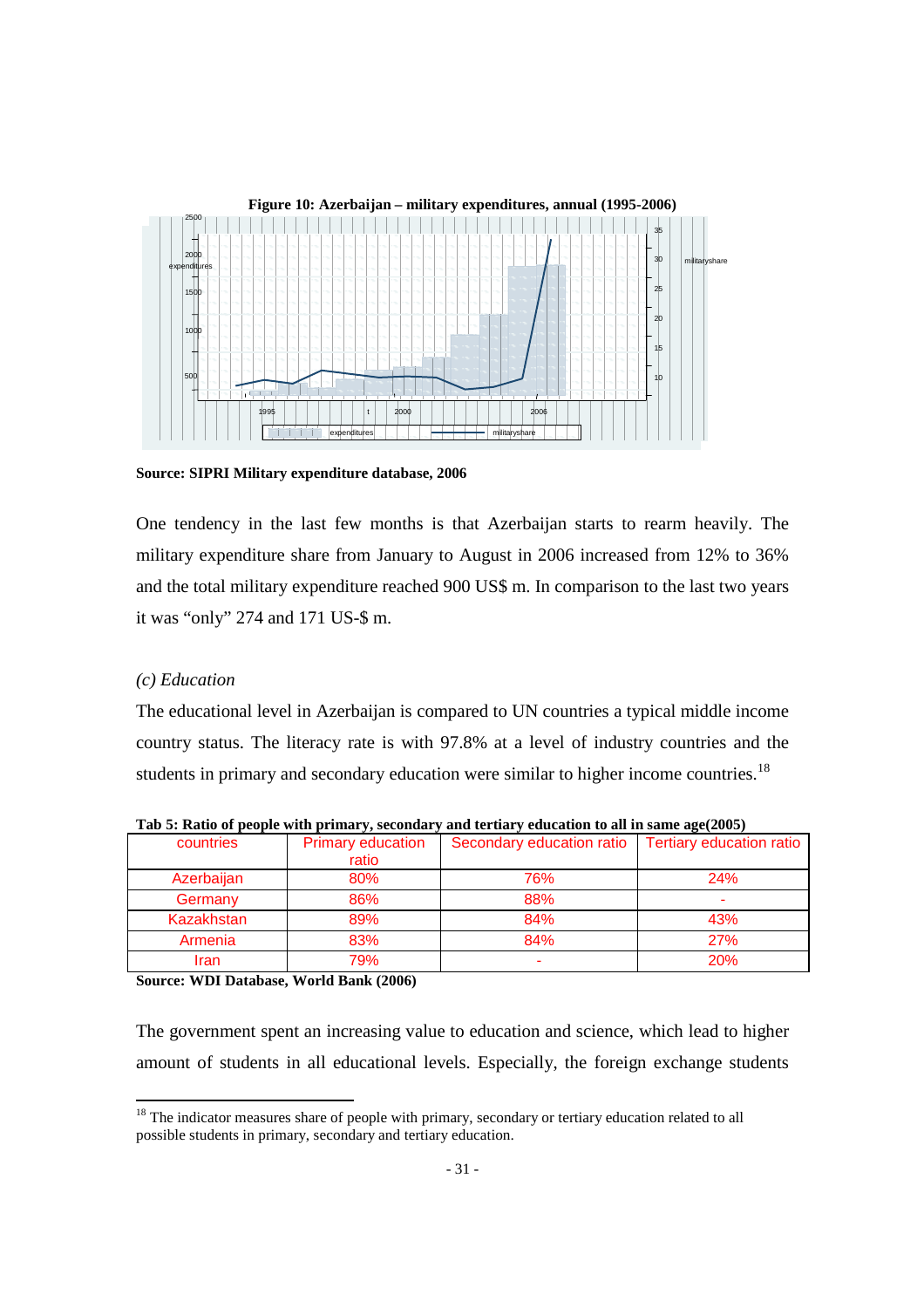**Figure 10: Azerbaijan – military expenditures, annual (1995-2006)**

**Source: SIPRI Military expenditure database, 2006**

One tendency in the last few months is that Azerbaijan starts to rearm heavily. The military expenditure share from January to August in 2006 increased from 12% to 36% and the total military expenditure reached 900 US$ m. In comparison to the last two years it was “only” 274 and 171 US-$ m.

*(c) Education*

The educational level in Azerbaijan is compared to UN countries a typical middle income country status. The literacy rate is with 97.8% at a level of industry countries and the students in primary and secondary education were similar to higher income countries.[18]

**Tab 5: Ratio of people with primary, secondary and tertiary education to all in same age(2005)**

| countries | Primary education ratio | Secondary education ratio | Tertiary education ratio |
|---|---|---|---|
| Azerbaijan | 80% | 76% | 24% |
| Germany | 86% | 88% | - |
| Kazakhstan | 89% | 84% | 43% |
| Armenia | 83% | 84% | 27% |
| Iran | 79% | - | 20% |

**Source: WDI Database, World Bank (2006)**

The government spent an increasing value to education and science, which lead to higher amount of students in all educational levels. Especially, the foreign exchange students

[18] The indicator measures share of people with primary, secondary or tertiary education related to all possible students in primary, secondary and tertiary education.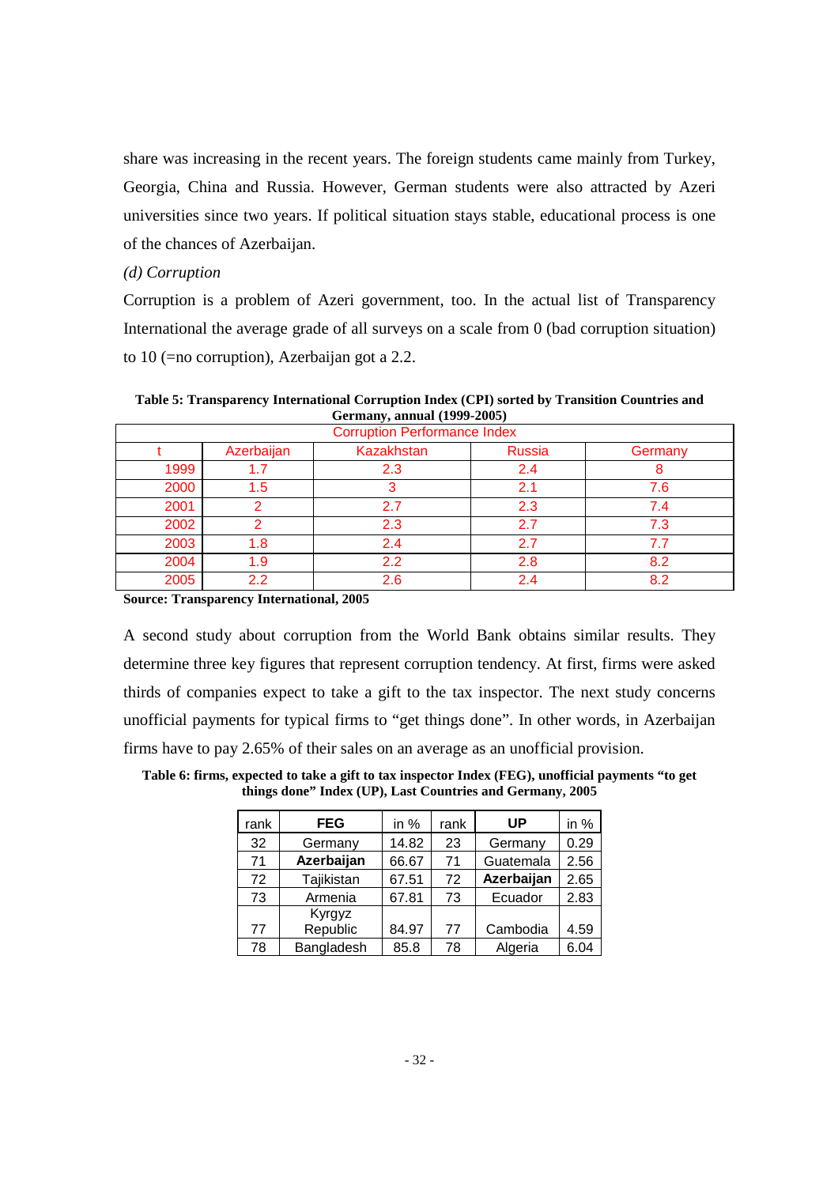share was increasing in the recent years. The foreign students came mainly from Turkey, Georgia, China and Russia. However, German students were also attracted by Azeri universities since two years. If political situation stays stable, educational process is one of the chances of Azerbaijan.

*(d) Corruption*

Corruption is a problem of Azeri government, too. In the actual list of Transparency International the average grade of all surveys on a scale from 0 (bad corruption situation) to 10 (=no corruption), Azerbaijan got a 2.2.

**Table 5: Transparency International Corruption Index (CPI) sorted by Transition Countries and Germany, annual (1999-2005)**

| Corruption Performance Index | | | | |
|---|---|---|---|---|
| t | Azerbaijan | Kazakhstan | Russia | Germany |
| 1999 | 1.7 | 2.3 | 2.4 | 8 |
| 2000 | 1.5 | 3 | 2.1 | 7.6 |
| 2001 | 2 | 2.7 | 2.3 | 7.4 |
| 2002 | 2 | 2.3 | 2.7 | 7.3 |
| 2003 | 1.8 | 2.4 | 2.7 | 7.7 |
| 2004 | 1.9 | 2.2 | 2.8 | 8.2 |
| 2005 | 2.2 | 2.6 | 2.4 | 8.2 |

**Source: Transparency International, 2005**

A second study about corruption from the World Bank obtains similar results. They determine three key figures that represent corruption tendency. At first, firms were asked thirds of companies expect to take a gift to the tax inspector. The next study concerns unofficial payments for typical firms to "get things done". In other words, in Azerbaijan firms have to pay 2.65% of their sales on an average as an unofficial provision.

**Table 6: firms, expected to take a gift to tax inspector Index (FEG), unofficial payments "to get things done" Index (UP), Last Countries and Germany, 2005**

| rank | FEG | in % | rank | UP | in % |
|---|---|---|---|---|---|
| 32 | Germany | 14.82 | 23 | Germany | 0.29 |
| 71 | **Azerbaijan** | 66.67 | 71 | Guatemala | 2.56 |
| 72 | Tajikistan | 67.51 | 72 | **Azerbaijan** | 2.65 |
| 73 | Armenia | 67.81 | 73 | Ecuador | 2.83 |
| 77 | Kyrgyz Republic | 84.97 | 77 | Cambodia | 4.59 |
| 78 | Bangladesh | 85.8 | 78 | Algeria | 6.04 |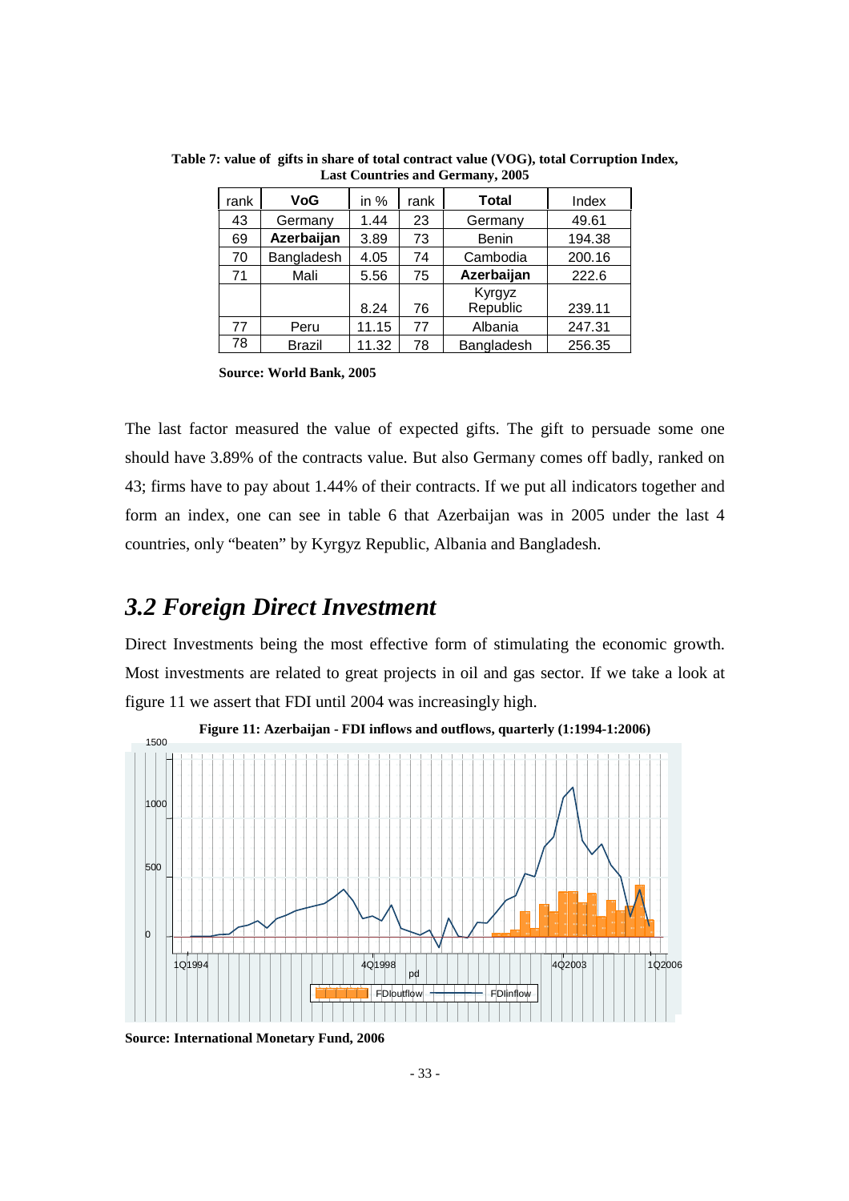**Table 7: value of gifts in share of total contract value (VOG), total Corruption Index, Last Countries and Germany, 2005**

| rank | **VoG** | in % | rank | **Total** | Index |
|---|---|---|---|---|---|
| 43 | Germany | 1.44 | 23 | Germany | 49.61 |
| 69 | **Azerbaijan** | 3.89 | 73 | Benin | 194.38 |
| 70 | Bangladesh | 4.05 | 74 | Cambodia | 200.16 |
| 71 | Mali | 5.56 | 75 | **Azerbaijan** | 222.6 |
| | | 8.24 | 76 | Kyrgyz Republic | 239.11 |
| 77 | Peru | 11.15 | 77 | Albania | 247.31 |
| 78 | Brazil | 11.32 | 78 | Bangladesh | 256.35 |

**Source: World Bank, 2005**

The last factor measured the value of expected gifts. The gift to persuade some one should have 3.89% of the contracts value. But also Germany comes off badly, ranked on 43; firms have to pay about 1.44% of their contracts. If we put all indicators together and form an index, one can see in table 6 that Azerbaijan was in 2005 under the last 4 countries, only "beaten" by Kyrgyz Republic, Albania and Bangladesh.

## *3.2 Foreign Direct Investment*

Direct Investments being the most effective form of stimulating the economic growth. Most investments are related to great projects in oil and gas sector. If we take a look at figure 11 we assert that FDI until 2004 was increasingly high.

**Figure 11: Azerbaijan - FDI inflows and outflows, quarterly (1:1994-1:2006)**

**Source: International Monetary Fund, 2006**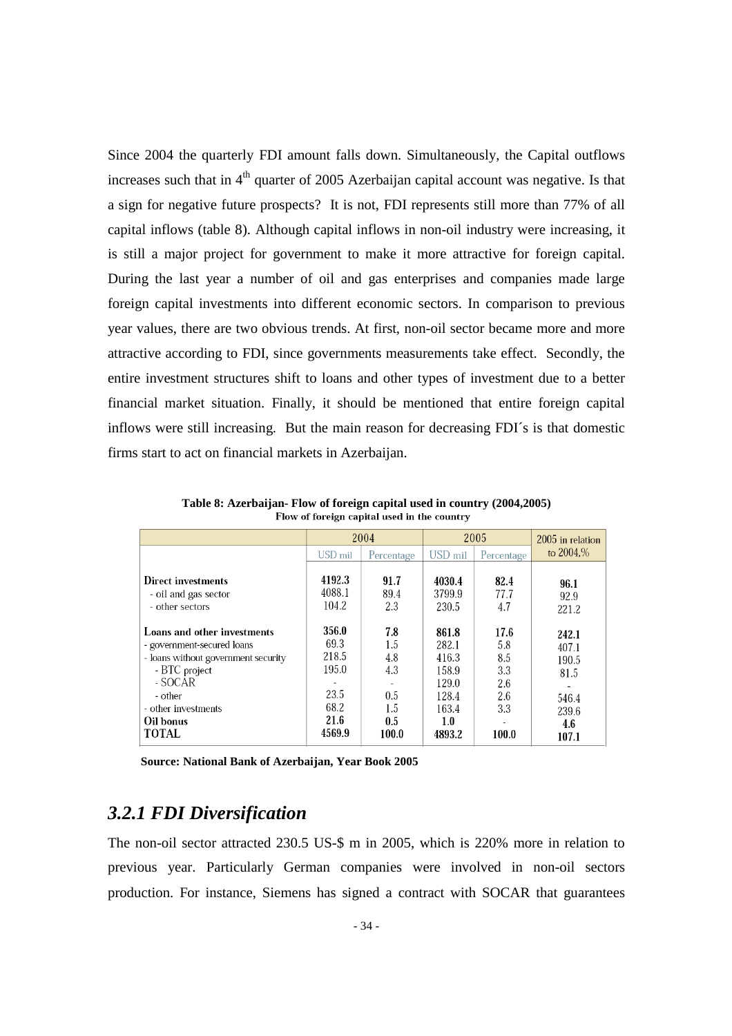Since 2004 the quarterly FDI amount falls down. Simultaneously, the Capital outflows increases such that in 4th quarter of 2005 Azerbaijan capital account was negative. Is that a sign for negative future prospects? It is not, FDI represents still more than 77% of all capital inflows (table 8). Although capital inflows in non-oil industry were increasing, it is still a major project for government to make it more attractive for foreign capital. During the last year a number of oil and gas enterprises and companies made large foreign capital investments into different economic sectors. In comparison to previous year values, there are two obvious trends. At first, non-oil sector became more and more attractive according to FDI, since governments measurements take effect. Secondly, the entire investment structures shift to loans and other types of investment due to a better financial market situation. Finally, it should be mentioned that entire foreign capital inflows were still increasing. But the main reason for decreasing FDI´s is that domestic firms start to act on financial markets in Azerbaijan.

**Table 8: Azerbaijan- Flow of foreign capital used in country (2004,2005)**

**Flow of foreign capital used in the country**

| | 2004 | | 2005 | | 2005 in relation to 2004,% |
|---|---|---|---|---|---|
| | USD mil | Percentage | USD mil | Percentage | |
| **Direct investments** | **4192.3** | **91.7** | **4030.4** | **82.4** | **96.1** |
| - oil and gas sector | 4088.1 | 89.4 | 3799.9 | 77.7 | 92.9 |
| - other sectors | 104.2 | 2.3 | 230.5 | 4.7 | 221.2 |
| **Loans and other investments** | **356.0** | **7.8** | **861.8** | **17.6** | **242.1** |
| - government-secured loans | 69.3 | 1.5 | 282.1 | 5.8 | 407.1 |
| - loans without government security | 218.5 | 4.8 | 416.3 | 8.5 | 190.5 |
| - BTC project | 195.0 | 4.3 | 158.9 | 3.3 | 81.5 |
| - SOCAR | - | - | 129.0 | 2.6 | - |
| - other | 23.5 | 0.5 | 128.4 | 2.6 | 546.4 |
| - other investments | 68.2 | 1.5 | 163.4 | 3.3 | 239.6 |
| **Oil bonus** | **21.6** | **0.5** | **1.0** | - | **4.6** |
| **TOTAL** | **4569.9** | **100.0** | **4893.2** | **100.0** | **107.1** |

**Source: National Bank of Azerbaijan, Year Book 2005**

### *3.2.1 FDI Diversification*

The non-oil sector attracted 230.5 US-$ m in 2005, which is 220% more in relation to previous year. Particularly German companies were involved in non-oil sectors production. For instance, Siemens has signed a contract with SOCAR that guarantees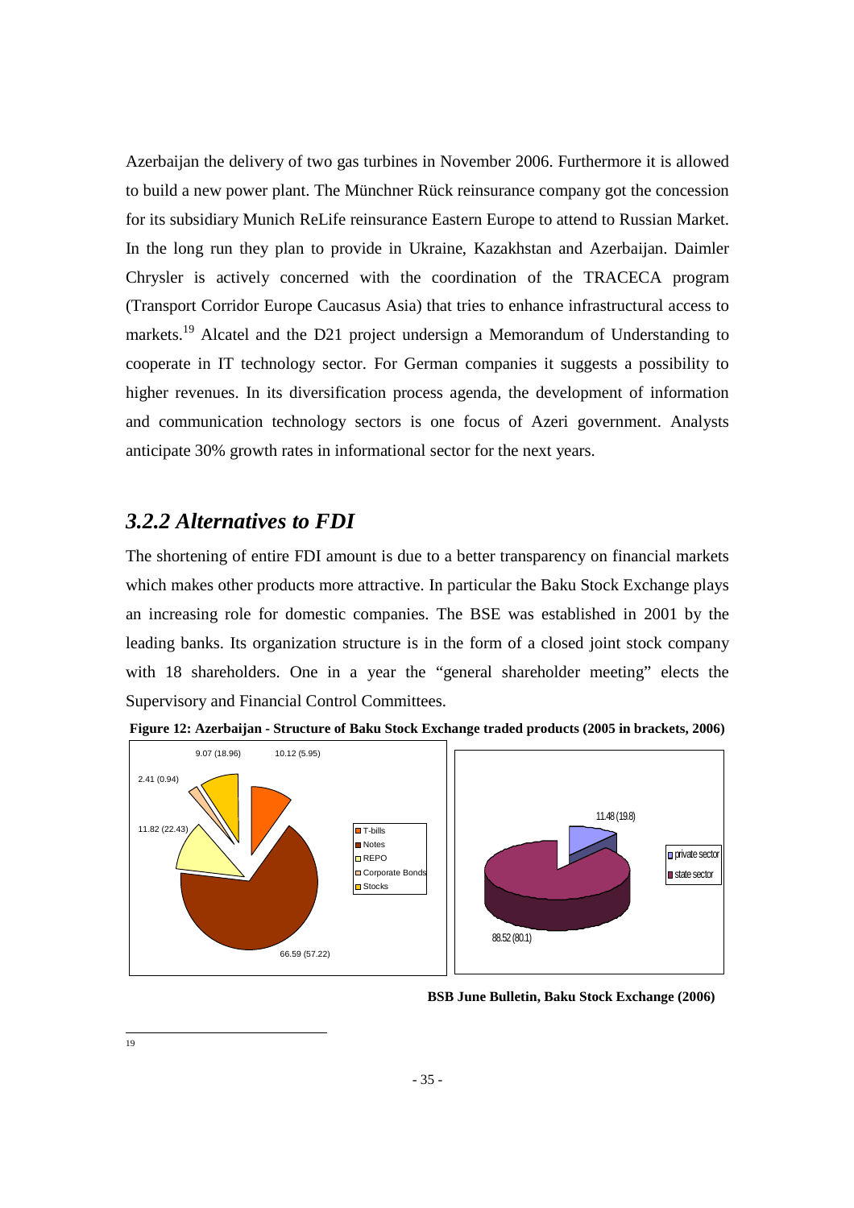Azerbaijan the delivery of two gas turbines in November 2006. Furthermore it is allowed to build a new power plant. The Münchner Rück reinsurance company got the concession for its subsidiary Munich ReLife reinsurance Eastern Europe to attend to Russian Market. In the long run they plan to provide in Ukraine, Kazakhstan and Azerbaijan. Daimler Chrysler is actively concerned with the coordination of the TRACECA program (Transport Corridor Europe Caucasus Asia) that tries to enhance infrastructural access to markets.[19] Alcatel and the D21 project undersign a Memorandum of Understanding to cooperate in IT technology sector. For German companies it suggests a possibility to higher revenues. In its diversification process agenda, the development of information and communication technology sectors is one focus of Azeri government. Analysts anticipate 30% growth rates in informational sector for the next years.

## *3.2.2 Alternatives to FDI*

The shortening of entire FDI amount is due to a better transparency on financial markets which makes other products more attractive. In particular the Baku Stock Exchange plays an increasing role for domestic companies. The BSE was established in 2001 by the leading banks. Its organization structure is in the form of a closed joint stock company with 18 shareholders. One in a year the "general shareholder meeting" elects the Supervisory and Financial Control Committees.

**Figure 12: Azerbaijan - Structure of Baku Stock Exchange traded products (2005 in brackets, 2006)**

| Product | 2006 (2005) |
|---|---|
| T-bills | 10.12 (5.95) |
| Notes | 66.59 (57.22) |
| REPO | 11.82 (22.43) |
| Corporate Bonds | 2.41 (0.94) |
| Stocks | 9.07 (18.96) |

| Sector | 2006 (2005) |
|---|---|
| private sector | 11.48 (19.8) |
| state sector | 88.52 (80.1) |

**BSB June Bulletin, Baku Stock Exchange (2006)**

19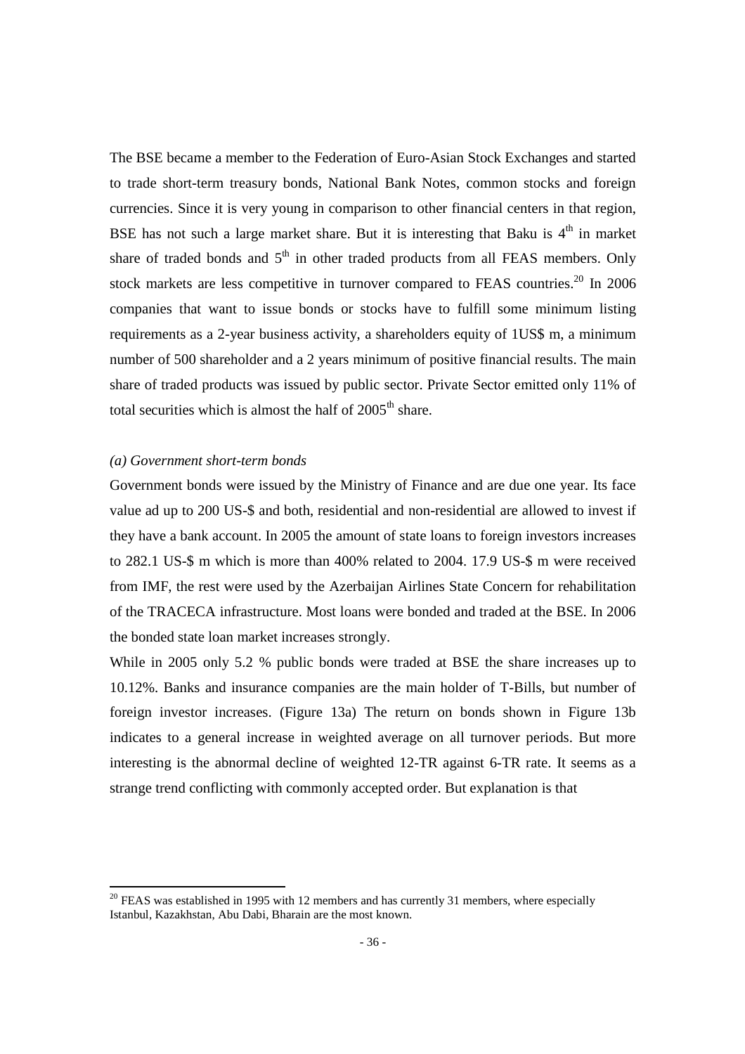The BSE became a member to the Federation of Euro-Asian Stock Exchanges and started to trade short-term treasury bonds, National Bank Notes, common stocks and foreign currencies. Since it is very young in comparison to other financial centers in that region, BSE has not such a large market share. But it is interesting that Baku is 4th in market share of traded bonds and 5th in other traded products from all FEAS members. Only stock markets are less competitive in turnover compared to FEAS countries.[20] In 2006 companies that want to issue bonds or stocks have to fulfill some minimum listing requirements as a 2-year business activity, a shareholders equity of 1US$ m, a minimum number of 500 shareholder and a 2 years minimum of positive financial results. The main share of traded products was issued by public sector. Private Sector emitted only 11% of total securities which is almost the half of 2005th share.

*(a) Government short-term bonds*

Government bonds were issued by the Ministry of Finance and are due one year. Its face value ad up to 200 US-$ and both, residential and non-residential are allowed to invest if they have a bank account. In 2005 the amount of state loans to foreign investors increases to 282.1 US-$ m which is more than 400% related to 2004. 17.9 US-$ m were received from IMF, the rest were used by the Azerbaijan Airlines State Concern for rehabilitation of the TRACECA infrastructure. Most loans were bonded and traded at the BSE. In 2006 the bonded state loan market increases strongly.

While in 2005 only 5.2 % public bonds were traded at BSE the share increases up to 10.12%. Banks and insurance companies are the main holder of T-Bills, but number of foreign investor increases. (Figure 13a) The return on bonds shown in Figure 13b indicates to a general increase in weighted average on all turnover periods. But more interesting is the abnormal decline of weighted 12-TR against 6-TR rate. It seems as a strange trend conflicting with commonly accepted order. But explanation is that

[20] FEAS was established in 1995 with 12 members and has currently 31 members, where especially Istanbul, Kazakhstan, Abu Dabi, Bharain are the most known.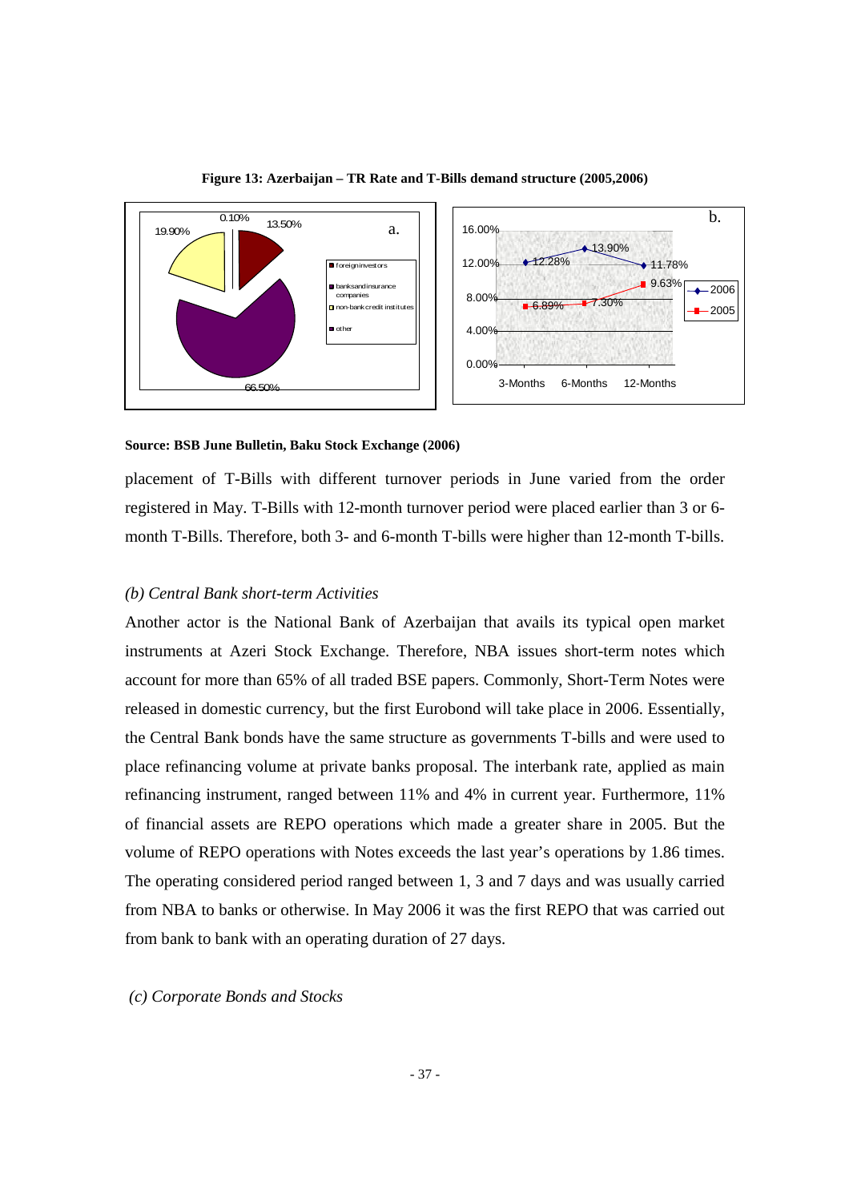**Figure 13: Azerbaijan – TR Rate and T-Bills demand structure (2005,2006)**

a.

| Category | Share |
|---|---|
| foreign investors | 13.50% |
| banks and insurance companies | 66.50% |
| non-bank credit institutes | 19.90% |
| other | 0.10% |

b.

| | 3-Months | 6-Months | 12-Months |
|---|---|---|---|
| 2006 | 12.28% | 13.90% | 11.78% |
| 2005 | 6.89% | 7.30% | 9.63% |

**Source: BSB June Bulletin, Baku Stock Exchange (2006)**

placement of T-Bills with different turnover periods in June varied from the order registered in May. T-Bills with 12-month turnover period were placed earlier than 3 or 6-month T-Bills. Therefore, both 3- and 6-month T-bills were higher than 12-month T-bills.

### *(b) Central Bank short-term Activities*

Another actor is the National Bank of Azerbaijan that avails its typical open market instruments at Azeri Stock Exchange. Therefore, NBA issues short-term notes which account for more than 65% of all traded BSE papers. Commonly, Short-Term Notes were released in domestic currency, but the first Eurobond will take place in 2006. Essentially, the Central Bank bonds have the same structure as governments T-bills and were used to place refinancing volume at private banks proposal. The interbank rate, applied as main refinancing instrument, ranged between 11% and 4% in current year. Furthermore, 11% of financial assets are REPO operations which made a greater share in 2005. But the volume of REPO operations with Notes exceeds the last year's operations by 1.86 times. The operating considered period ranged between 1, 3 and 7 days and was usually carried from NBA to banks or otherwise. In May 2006 it was the first REPO that was carried out from bank to bank with an operating duration of 27 days.

### *(c) Corporate Bonds and Stocks*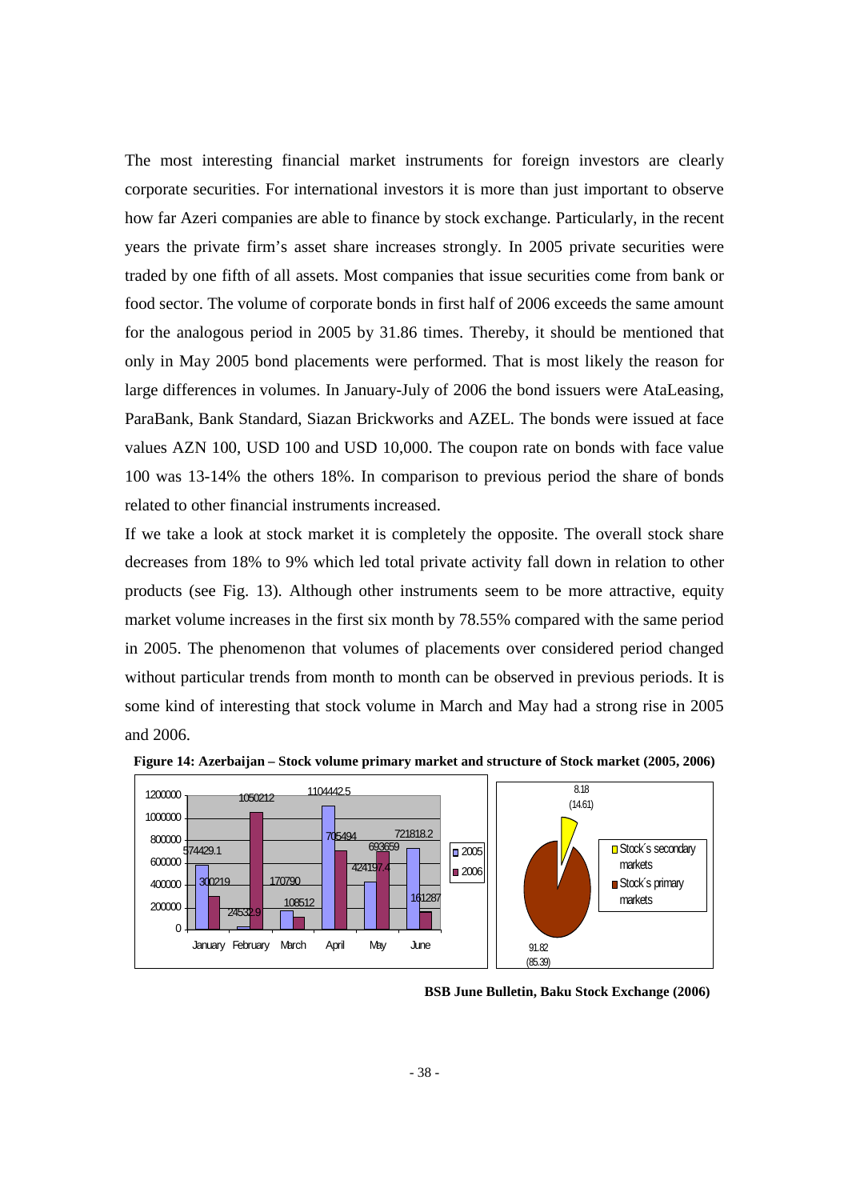The most interesting financial market instruments for foreign investors are clearly corporate securities. For international investors it is more than just important to observe how far Azeri companies are able to finance by stock exchange. Particularly, in the recent years the private firm's asset share increases strongly. In 2005 private securities were traded by one fifth of all assets. Most companies that issue securities come from bank or food sector. The volume of corporate bonds in first half of 2006 exceeds the same amount for the analogous period in 2005 by 31.86 times. Thereby, it should be mentioned that only in May 2005 bond placements were performed. That is most likely the reason for large differences in volumes. In January-July of 2006 the bond issuers were AtaLeasing, ParaBank, Bank Standard, Siazan Brickworks and AZEL. The bonds were issued at face values AZN 100, USD 100 and USD 10,000. The coupon rate on bonds with face value 100 was 13-14% the others 18%. In comparison to previous period the share of bonds related to other financial instruments increased.

If we take a look at stock market it is completely the opposite. The overall stock share decreases from 18% to 9% which led total private activity fall down in relation to other products (see Fig. 13). Although other instruments seem to be more attractive, equity market volume increases in the first six month by 78.55% compared with the same period in 2005. The phenomenon that volumes of placements over considered period changed without particular trends from month to month can be observed in previous periods. It is some kind of interesting that stock volume in March and May had a strong rise in 2005 and 2006.

**Figure 14: Azerbaijan – Stock volume primary market and structure of Stock market (2005, 2006)**

| Month | 2005 | 2006 |
|---|---|---|
| January | 574429.1 | 300219 |
| February | 24532.9 | 1050212 |
| March | 170790 | 108512 |
| April | 1104442.5 | 705494 |
| May | 424197.4 | 693659 |
| June | 721818.2 | 161287 |

| | Share |
|---|---|
| Stock´s secondary markets | 8.18 (14.61) |
| Stock´s primary markets | 91.82 (85.39) |

**BSB June Bulletin, Baku Stock Exchange (2006)**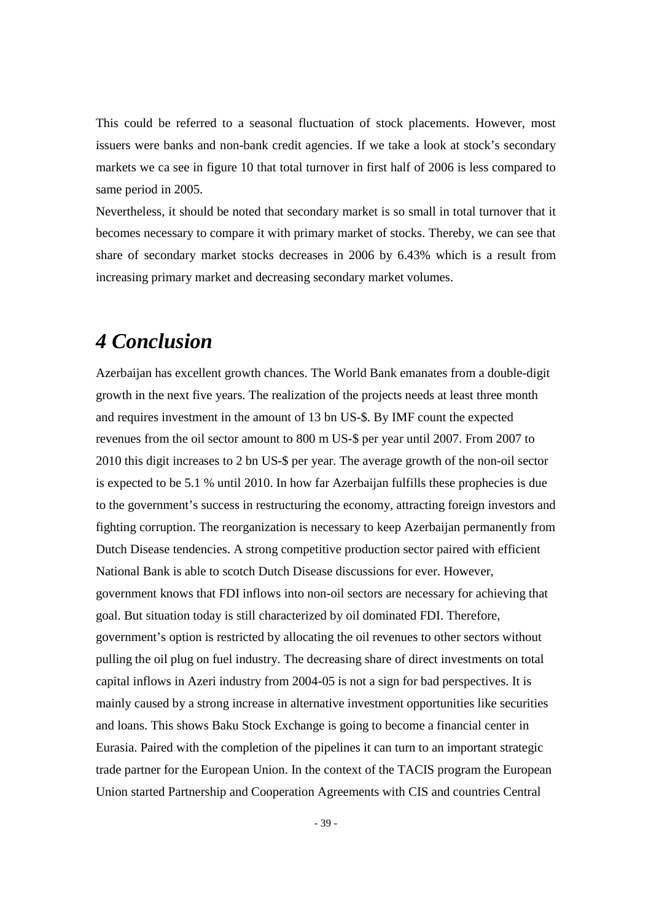This could be referred to a seasonal fluctuation of stock placements. However, most issuers were banks and non-bank credit agencies. If we take a look at stock's secondary markets we ca see in figure 10 that total turnover in first half of 2006 is less compared to same period in 2005.

Nevertheless, it should be noted that secondary market is so small in total turnover that it becomes necessary to compare it with primary market of stocks. Thereby, we can see that share of secondary market stocks decreases in 2006 by 6.43% which is a result from increasing primary market and decreasing secondary market volumes.

# *4 Conclusion*

Azerbaijan has excellent growth chances. The World Bank emanates from a double-digit growth in the next five years. The realization of the projects needs at least three month and requires investment in the amount of 13 bn US-$. By IMF count the expected revenues from the oil sector amount to 800 m US-$ per year until 2007. From 2007 to 2010 this digit increases to 2 bn US-$ per year. The average growth of the non-oil sector is expected to be 5.1 % until 2010. In how far Azerbaijan fulfills these prophecies is due to the government's success in restructuring the economy, attracting foreign investors and fighting corruption. The reorganization is necessary to keep Azerbaijan permanently from Dutch Disease tendencies. A strong competitive production sector paired with efficient National Bank is able to scotch Dutch Disease discussions for ever. However, government knows that FDI inflows into non-oil sectors are necessary for achieving that goal. But situation today is still characterized by oil dominated FDI. Therefore, government's option is restricted by allocating the oil revenues to other sectors without pulling the oil plug on fuel industry. The decreasing share of direct investments on total capital inflows in Azeri industry from 2004-05 is not a sign for bad perspectives. It is mainly caused by a strong increase in alternative investment opportunities like securities and loans. This shows Baku Stock Exchange is going to become a financial center in Eurasia. Paired with the completion of the pipelines it can turn to an important strategic trade partner for the European Union. In the context of the TACIS program the European Union started Partnership and Cooperation Agreements with CIS and countries Central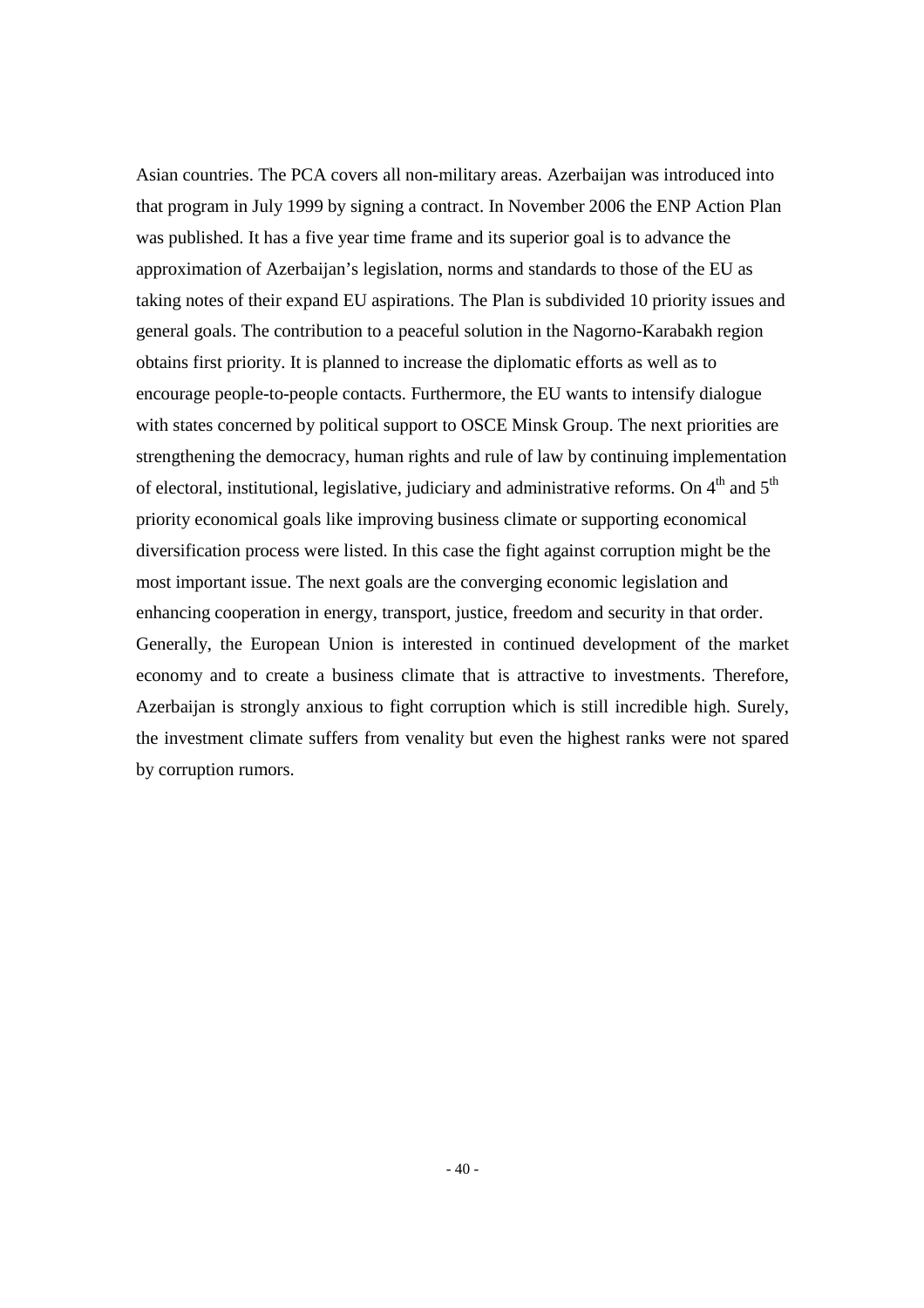Asian countries. The PCA covers all non-military areas. Azerbaijan was introduced into that program in July 1999 by signing a contract. In November 2006 the ENP Action Plan was published. It has a five year time frame and its superior goal is to advance the approximation of Azerbaijan's legislation, norms and standards to those of the EU as taking notes of their expand EU aspirations. The Plan is subdivided 10 priority issues and general goals. The contribution to a peaceful solution in the Nagorno-Karabakh region obtains first priority. It is planned to increase the diplomatic efforts as well as to encourage people-to-people contacts. Furthermore, the EU wants to intensify dialogue with states concerned by political support to OSCE Minsk Group. The next priorities are strengthening the democracy, human rights and rule of law by continuing implementation of electoral, institutional, legislative, judiciary and administrative reforms. On 4th and 5th priority economical goals like improving business climate or supporting economical diversification process were listed. In this case the fight against corruption might be the most important issue. The next goals are the converging economic legislation and enhancing cooperation in energy, transport, justice, freedom and security in that order. Generally, the European Union is interested in continued development of the market economy and to create a business climate that is attractive to investments. Therefore, Azerbaijan is strongly anxious to fight corruption which is still incredible high. Surely, the investment climate suffers from venality but even the highest ranks were not spared by corruption rumors.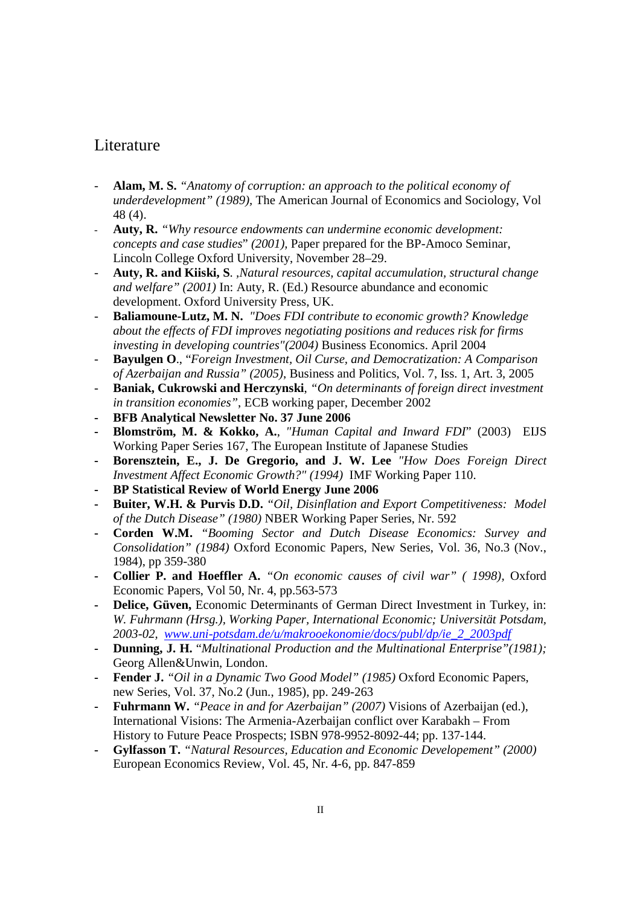## Literature

- **Alam, M. S.** *"Anatomy of corruption: an approach to the political economy of underdevelopment" (1989),* The American Journal of Economics and Sociology, Vol 48 (4).
- **Auty, R.** *"Why resource endowments can undermine economic development: concepts and case studies" (2001),* Paper prepared for the BP-Amoco Seminar, Lincoln College Oxford University, November 28–29.
- **Auty, R. and Kiiski, S**. *,Natural resources, capital accumulation, structural change and welfare" (2001)* In: Auty, R. (Ed.) Resource abundance and economic development. Oxford University Press, UK.
- **Baliamoune-Lutz, M. N.** *"Does FDI contribute to economic growth? Knowledge about the effects of FDI improves negotiating positions and reduces risk for firms investing in developing countries"(2004)* Business Economics. April 2004
- **Bayulgen O**., "*Foreign Investment, Oil Curse, and Democratization: A Comparison of Azerbaijan and Russia" (2005)*, Business and Politics, Vol. 7, Iss. 1, Art. 3, 2005
- **Baniak, Cukrowski and Herczynski**, *"On determinants of foreign direct investment in transition economies"*, ECB working paper, December 2002
- **BFB Analytical Newsletter No. 37 June 2006**
- **Blomström, M. & Kokko, A.**, *"Human Capital and Inward FDI*" (2003) EIJS Working Paper Series 167, The European Institute of Japanese Studies
- **Borensztein, E., J. De Gregorio, and J. W. Lee** *"How Does Foreign Direct Investment Affect Economic Growth?" (1994)* IMF Working Paper 110.
- **BP Statistical Review of World Energy June 2006**
- **Buiter, W.H. & Purvis D.D.** "*Oil, Disinflation and Export Competitiveness: Model of the Dutch Disease" (1980)* NBER Working Paper Series, Nr. 592
- **Corden W.M.** *"Booming Sector and Dutch Disease Economics: Survey and Consolidation" (1984)* Oxford Economic Papers, New Series, Vol. 36, No.3 (Nov., 1984), pp 359-380
- **Collier P. and Hoeffler A.** *"On economic causes of civil war" ( 1998),* Oxford Economic Papers, Vol 50, Nr. 4, pp.563-573
- **Delice, Güven,** Economic Determinants of German Direct Investment in Turkey, in: *W. Fuhrmann (Hrsg.), Working Paper, International Economic; Universität Potsdam, 2003-02, [www.uni-potsdam.de/u/makrooekonomie/docs/publ/dp/ie_2_2003pdf](www.uni-potsdam.de/u/makrooekonomie/docs/publ/dp/ie_2_2003pdf)*
- **Dunning, J. H.** "*Multinational Production and the Multinational Enterprise"(1981);* Georg Allen&Unwin, London.
- **Fender J.** *"Oil in a Dynamic Two Good Model" (1985)* Oxford Economic Papers, new Series, Vol. 37, No.2 (Jun., 1985), pp. 249-263
- **Fuhrmann W.** *"Peace in and for Azerbaijan" (2007)* Visions of Azerbaijan (ed.), International Visions: The Armenia-Azerbaijan conflict over Karabakh – From History to Future Peace Prospects; ISBN 978-9952-8092-44; pp. 137-144.
- **Gylfasson T.** *"Natural Resources, Education and Economic Developement" (2000)* European Economics Review, Vol. 45, Nr. 4-6, pp. 847-859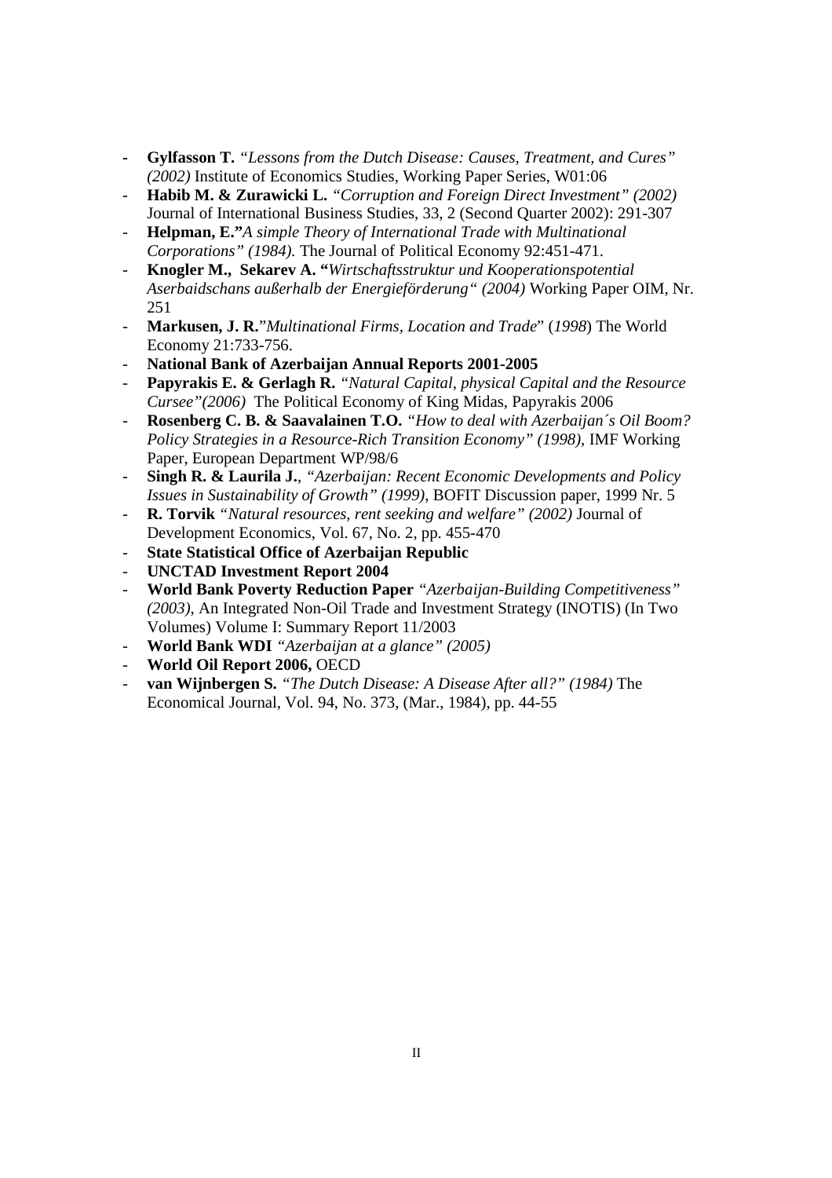- **Gylfasson T.** *"Lessons from the Dutch Disease: Causes, Treatment, and Cures" (2002)* Institute of Economics Studies, Working Paper Series, W01:06
- **Habib M. & Zurawicki L.** *"Corruption and Foreign Direct Investment" (2002)* Journal of International Business Studies, 33, 2 (Second Quarter 2002): 291-307
- **Helpman, E."***A simple Theory of International Trade with Multinational Corporations" (1984).* The Journal of Political Economy 92:451-471.
- **Knogler M., Sekarev A. "***Wirtschaftsstruktur und Kooperationspotential Aserbaidschans außerhalb der Energieförderung" (2004)* Working Paper OIM, Nr. 251
- **Markusen, J. R.**"*Multinational Firms, Location and Trade*" (*1998*) The World Economy 21:733-756.
- **National Bank of Azerbaijan Annual Reports 2001-2005**
- **Papyrakis E. & Gerlagh R.** *"Natural Capital, physical Capital and the Resource Cursee"(2006)* The Political Economy of King Midas, Papyrakis 2006
- **Rosenberg C. B. & Saavalainen T.O.** *"How to deal with Azerbaijan´s Oil Boom? Policy Strategies in a Resource-Rich Transition Economy" (1998)*, IMF Working Paper, European Department WP/98/6
- **Singh R. & Laurila J.**, *"Azerbaijan: Recent Economic Developments and Policy Issues in Sustainability of Growth" (1999)*, BOFIT Discussion paper, 1999 Nr. 5
- **R. Torvik** *"Natural resources, rent seeking and welfare" (2002)* Journal of Development Economics, Vol. 67, No. 2, pp. 455-470
- **State Statistical Office of Azerbaijan Republic**
- **UNCTAD Investment Report 2004**
- **World Bank Poverty Reduction Paper** *"Azerbaijan-Building Competitiveness" (2003)*, An Integrated Non-Oil Trade and Investment Strategy (INOTIS) (In Two Volumes) Volume I: Summary Report 11/2003
- **World Bank WDI** *"Azerbaijan at a glance" (2005)*
- **World Oil Report 2006,** OECD
- **van Wijnbergen S.** *"The Dutch Disease: A Disease After all?" (1984)* The Economical Journal, Vol. 94, No. 373, (Mar., 1984), pp. 44-55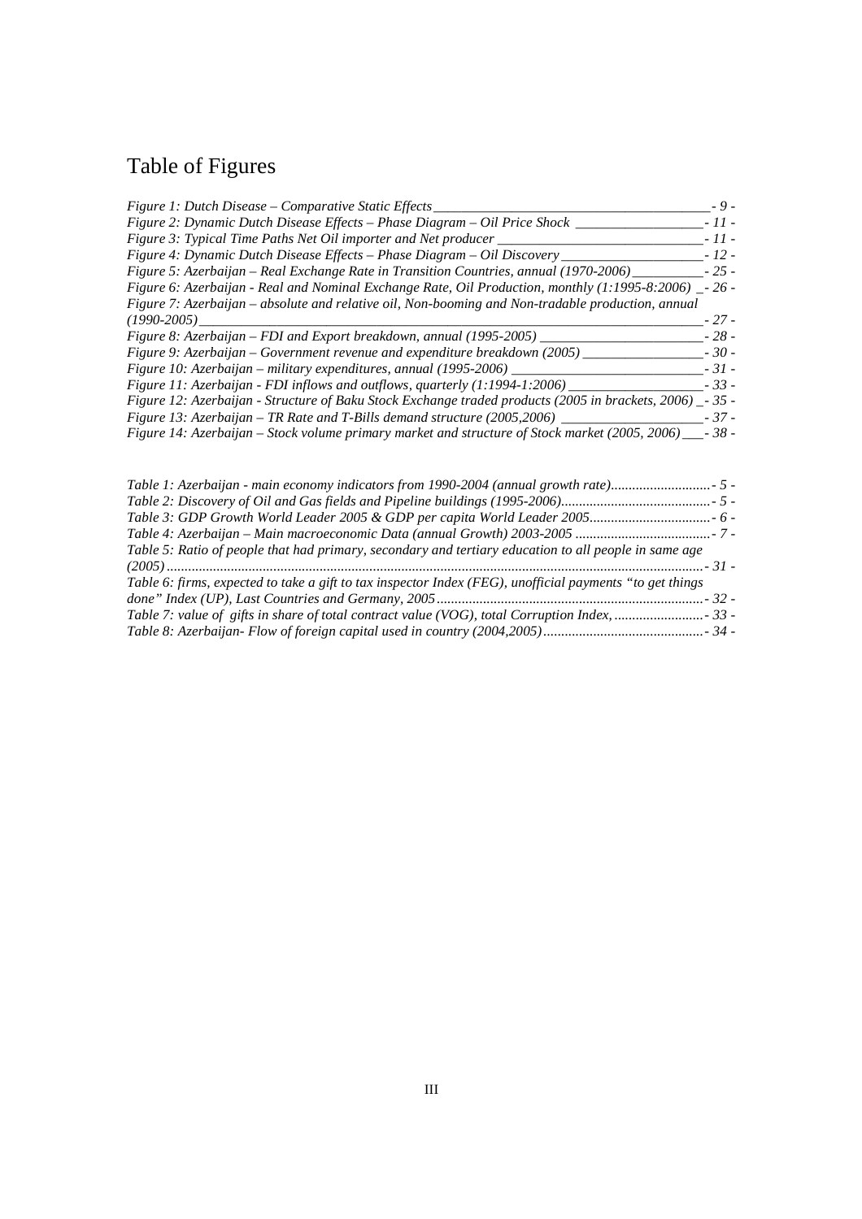# Table of Figures

*Figure 1: Dutch Disease – Comparative Static Effects* - 9 -
*Figure 2: Dynamic Dutch Disease Effects – Phase Diagram – Oil Price Shock* - 11 -
*Figure 3: Typical Time Paths Net Oil importer and Net producer* - 11 -
*Figure 4: Dynamic Dutch Disease Effects – Phase Diagram – Oil Discovery* - 12 -
*Figure 5: Azerbaijan – Real Exchange Rate in Transition Countries, annual (1970-2006)* - 25 -
*Figure 6: Azerbaijan - Real and Nominal Exchange Rate, Oil Production, monthly (1:1995-8:2006)* - 26 -
*Figure 7: Azerbaijan – absolute and relative oil, Non-booming and Non-tradable production, annual (1990-2005)* - 27 -
*Figure 8: Azerbaijan – FDI and Export breakdown, annual (1995-2005)* - 28 -
*Figure 9: Azerbaijan – Government revenue and expenditure breakdown (2005)* - 30 -
*Figure 10: Azerbaijan – military expenditures, annual (1995-2006)* - 31 -
*Figure 11: Azerbaijan - FDI inflows and outflows, quarterly (1:1994-1:2006)* - 33 -
*Figure 12: Azerbaijan - Structure of Baku Stock Exchange traded products (2005 in brackets, 2006)* - 35 -
*Figure 13: Azerbaijan – TR Rate and T-Bills demand structure (2005,2006)* - 37 -
*Figure 14: Azerbaijan – Stock volume primary market and structure of Stock market (2005, 2006)* - 38 -

*Table 1: Azerbaijan - main economy indicators from 1990-2004 (annual growth rate)* - 5 -
*Table 2: Discovery of Oil and Gas fields and Pipeline buildings (1995-2006)* - 5 -
*Table 3: GDP Growth World Leader 2005 & GDP per capita World Leader 2005* - 6 -
*Table 4: Azerbaijan – Main macroeconomic Data (annual Growth) 2003-2005* - 7 -
*Table 5: Ratio of people that had primary, secondary and tertiary education to all people in same age (2005)* - 31 -
*Table 6: firms, expected to take a gift to tax inspector Index (FEG), unofficial payments "to get things done" Index (UP), Last Countries and Germany, 2005* - 32 -
*Table 7: value of gifts in share of total contract value (VOG), total Corruption Index,* - 33 -
*Table 8: Azerbaijan- Flow of foreign capital used in country (2004,2005)* - 34 -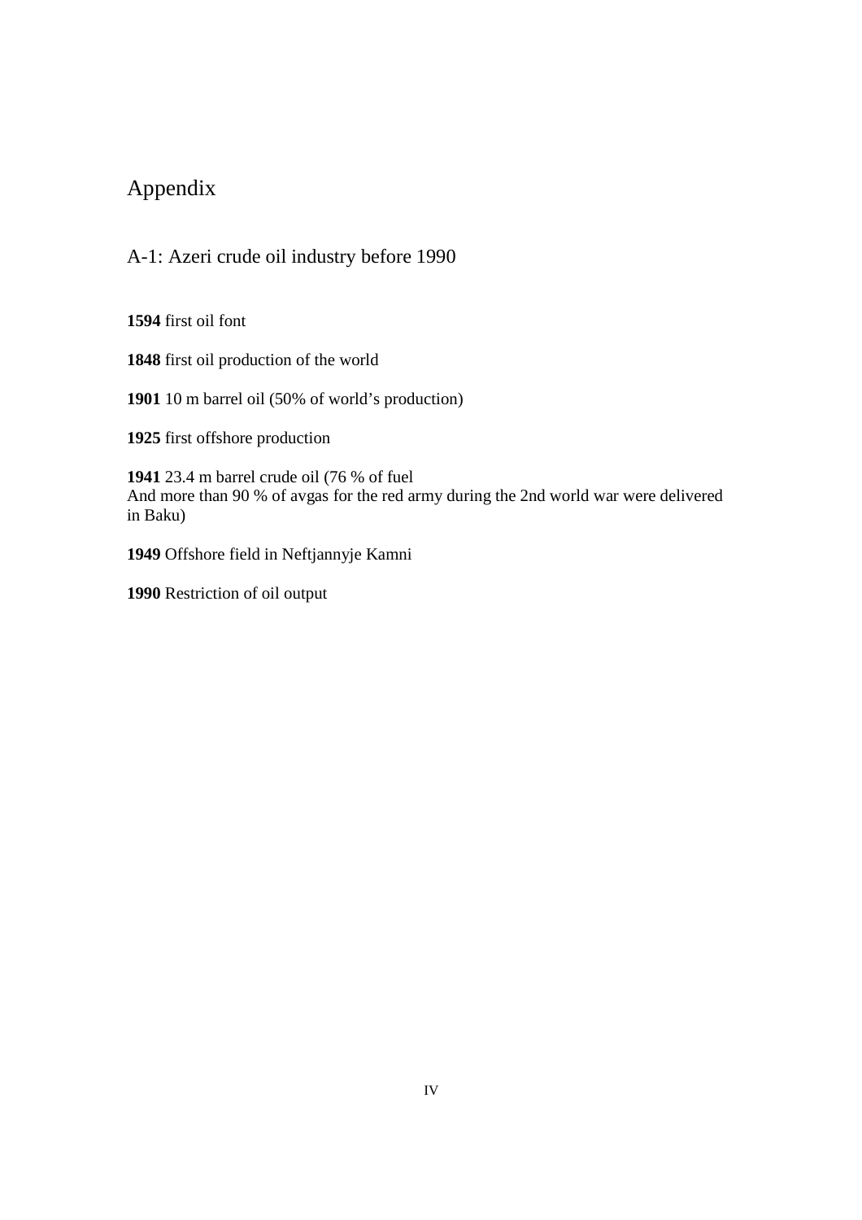# Appendix

## A-1: Azeri crude oil industry before 1990

**1594** first oil font

**1848** first oil production of the world

**1901** 10 m barrel oil (50% of world's production)

**1925** first offshore production

**1941** 23.4 m barrel crude oil (76 % of fuel
And more than 90 % of avgas for the red army during the 2nd world war were delivered in Baku)

**1949** Offshore field in Neftjannyje Kamni

**1990** Restriction of oil output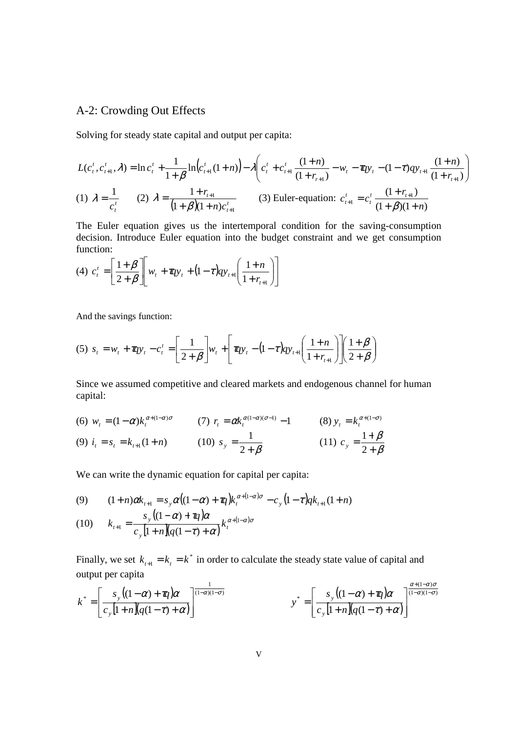## A-2: Crowding Out Effects

Solving for steady state capital and output per capita:

$$L(c_t^t, c_{t+1}^t, \lambda) = \ln c_t^t + \frac{1}{1+\beta}\ln\left(c_{t+1}^t(1+n)\right) - \lambda\left(c_t^t + c_{t+1}^t \frac{(1+n)}{(1+r_{r+1})} - w_t - \tau q y_t - (1-\tau) q y_{t+1}\frac{(1+n)}{(1+r_{t+1})}\right)$$

(1) $\lambda = \dfrac{1}{c_t^t}$ (2) $\lambda = \dfrac{1+r_{t+1}}{(1+\beta)(1+n)c_{t+1}^t}$ (3) Euler-equation: $c_{t+1}^t = c_t^t \dfrac{(1+r_{t+1})}{(1+\beta)(1+n)}$

The Euler equation gives us the intertemporal condition for the saving-consumption decision. Introduce Euler equation into the budget constraint and we get consumption function:

(4) $c_t^t = \left[\dfrac{1+\beta}{2+\beta}\right]\left[w_t + \tau q y_t + (1-\tau) q y_{t+1}\left(\dfrac{1+n}{1+r_{t+1}}\right)\right]$

And the savings function:

(5) $s_t = w_t + \tau q y_t - c_t^t = \left[\dfrac{1}{2+\beta}\right] w_t + \left[\tau q y_t - (1-\tau) q y_{t+1}\left(\dfrac{1+n}{1+r_{t+1}}\right)\right]\left(\dfrac{1+\beta}{2+\beta}\right)$

Since we assumed competitive and cleared markets and endogenous channel for human capital:

(6) $w_t = (1-\alpha)k_t^{\alpha+(1-\alpha)\sigma}$ (7) $r_t = \alpha k_t^{\alpha(1-\alpha)(\sigma-1)} - 1$ (8) $y_t = k_t^{\alpha+(1-\sigma)}$

(9) $i_t = s_t = k_{t+1}(1+n)$ (10) $s_y = \dfrac{1}{2+\beta}$ (11) $c_y = \dfrac{1+\beta}{2+\beta}$

We can write the dynamic equation for capital per capita:

(9) $(1+n)\alpha k_{t+1} = s_y \alpha\left((1-\alpha) + \tau q\right)k_t^{\alpha+(1-\alpha)\sigma} - c_y(1-\tau) q k_{t+1}(1+n)$

(10) $k_{t+1} = \dfrac{s_y\left((1-\alpha)+\tau q\right)\alpha}{c_y[1+n](q(1-\tau)+\alpha)} k_t^{\alpha+(1-\alpha)\sigma}$

Finally, we set $k_{t+1} = k_t = k^*$ in order to calculate the steady state value of capital and output per capita

$$k^* = \left[\frac{s_y\left((1-\alpha)+\tau q\right)\alpha}{c_y[1+n](q(1-\tau)+\alpha)}\right]^{\frac{1}{(1-\alpha)(1-\sigma)}} \qquad y^* = \left[\frac{s_y\left((1-\alpha)+\tau q\right)\alpha}{c_y[1+n](q(1-\tau)+\alpha)}\right]^{\frac{\alpha+(1-\alpha)\sigma}{(1-\alpha)(1-\sigma)}}$$